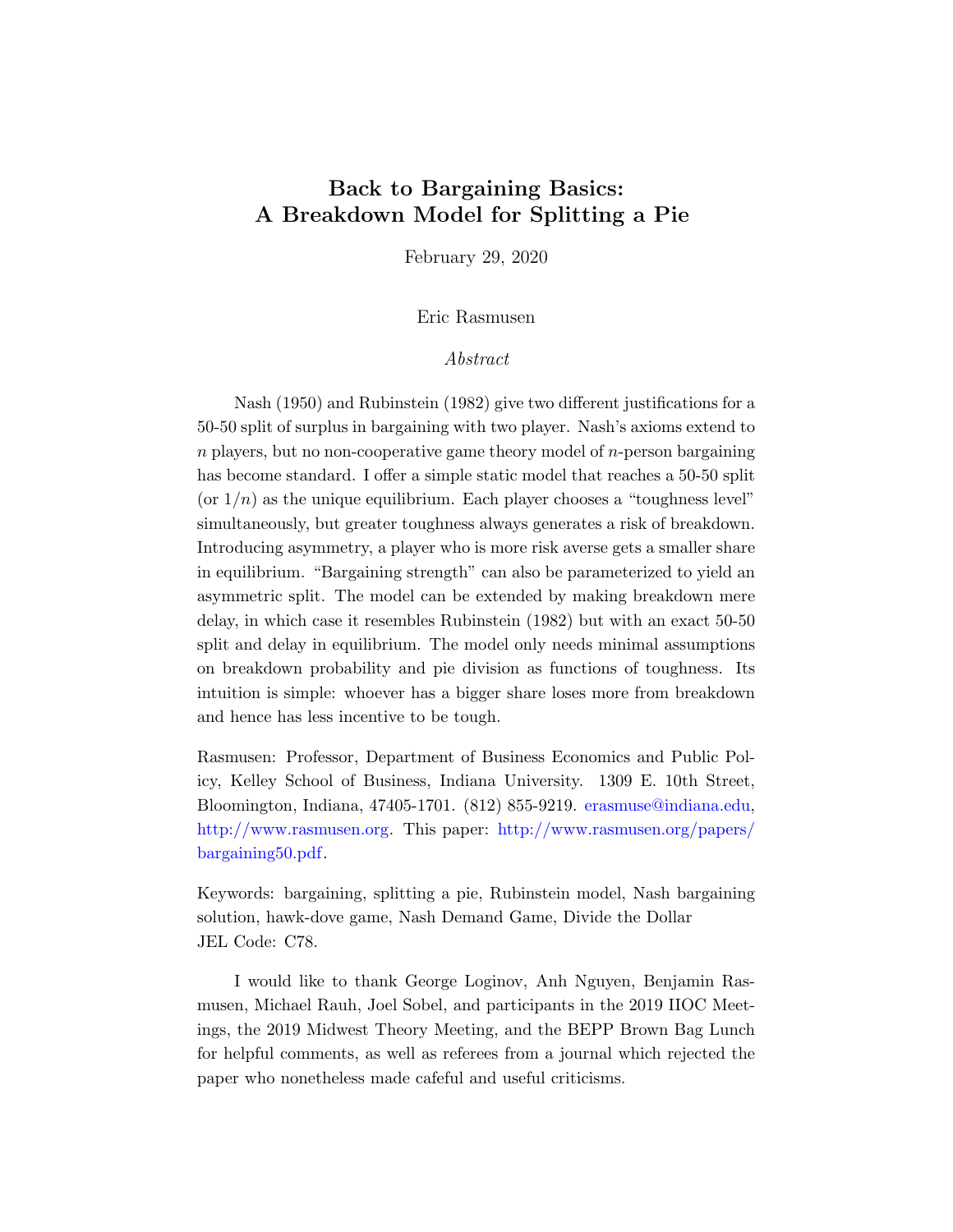# Back to Bargaining Basics: A Breakdown Model for Splitting a Pie

February 29, 2020

Eric Rasmusen

*Abstract*

Nash (1950) and Rubinstein (1982) give two different justifications for a 50-50 split of surplus in bargaining with two player. Nash's axioms extend to $n$ players, but no non-cooperative game theory model of $n$-person bargaining has become standard. I offer a simple static model that reaches a 50-50 split (or $1/n$) as the unique equilibrium. Each player chooses a "toughness level" simultaneously, but greater toughness always generates a risk of breakdown. Introducing asymmetry, a player who is more risk averse gets a smaller share in equilibrium. "Bargaining strength" can also be parameterized to yield an asymmetric split. The model can be extended by making breakdown mere delay, in which case it resembles Rubinstein (1982) but with an exact 50-50 split and delay in equilibrium. The model only needs minimal assumptions on breakdown probability and pie division as functions of toughness. Its intuition is simple: whoever has a bigger share loses more from breakdown and hence has less incentive to be tough.

Rasmusen: Professor, Department of Business Economics and Public Policy, Kelley School of Business, Indiana University. 1309 E. 10th Street, Bloomington, Indiana, 47405-1701. (812) 855-9219. erasmuse@indiana.edu, http://www.rasmusen.org. This paper: http://www.rasmusen.org/papers/bargaining50.pdf.

Keywords: bargaining, splitting a pie, Rubinstein model, Nash bargaining solution, hawk-dove game, Nash Demand Game, Divide the Dollar
JEL Code: C78.

I would like to thank George Loginov, Anh Nguyen, Benjamin Rasmusen, Michael Rauh, Joel Sobel, and participants in the 2019 IIOC Meetings, the 2019 Midwest Theory Meeting, and the BEPP Brown Bag Lunch for helpful comments, as well as referees from a journal which rejected the paper who nonetheless made cafeful and useful criticisms.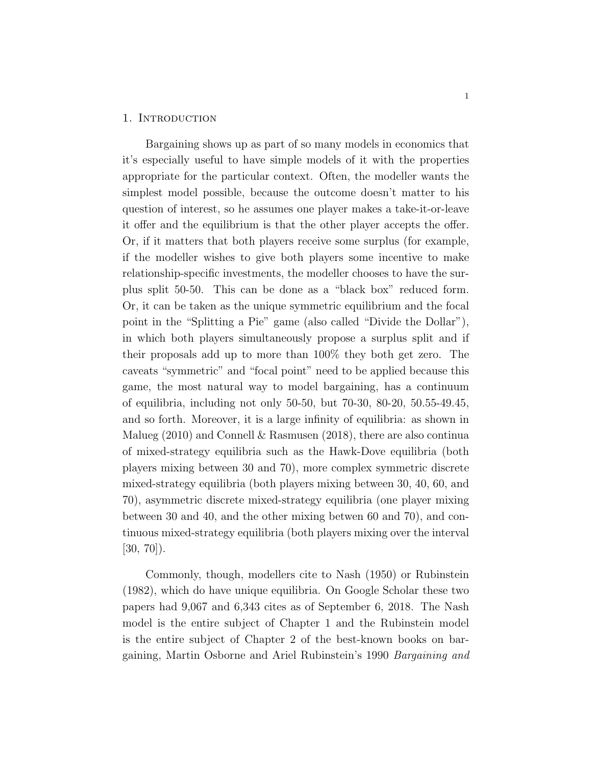## 1. Introduction

Bargaining shows up as part of so many models in economics that it's especially useful to have simple models of it with the properties appropriate for the particular context. Often, the modeller wants the simplest model possible, because the outcome doesn't matter to his question of interest, so he assumes one player makes a take-it-or-leave it offer and the equilibrium is that the other player accepts the offer. Or, if it matters that both players receive some surplus (for example, if the modeller wishes to give both players some incentive to make relationship-specific investments, the modeller chooses to have the surplus split 50-50. This can be done as a "black box" reduced form. Or, it can be taken as the unique symmetric equilibrium and the focal point in the "Splitting a Pie" game (also called "Divide the Dollar"), in which both players simultaneously propose a surplus split and if their proposals add up to more than 100% they both get zero. The caveats "symmetric" and "focal point" need to be applied because this game, the most natural way to model bargaining, has a continuum of equilibria, including not only 50-50, but 70-30, 80-20, 50.55-49.45, and so forth. Moreover, it is a large infinity of equilibria: as shown in Malueg (2010) and Connell & Rasmusen (2018), there are also continua of mixed-strategy equilibria such as the Hawk-Dove equilibria (both players mixing between 30 and 70), more complex symmetric discrete mixed-strategy equilibria (both players mixing between 30, 40, 60, and 70), asymmetric discrete mixed-strategy equilibria (one player mixing between 30 and 40, and the other mixing betwen 60 and 70), and continuous mixed-strategy equilibria (both players mixing over the interval [30, 70]).

Commonly, though, modellers cite to Nash (1950) or Rubinstein (1982), which do have unique equilibria. On Google Scholar these two papers had 9,067 and 6,343 cites as of September 6, 2018. The Nash model is the entire subject of Chapter 1 and the Rubinstein model is the entire subject of Chapter 2 of the best-known books on bargaining, Martin Osborne and Ariel Rubinstein's 1990 *Bargaining and*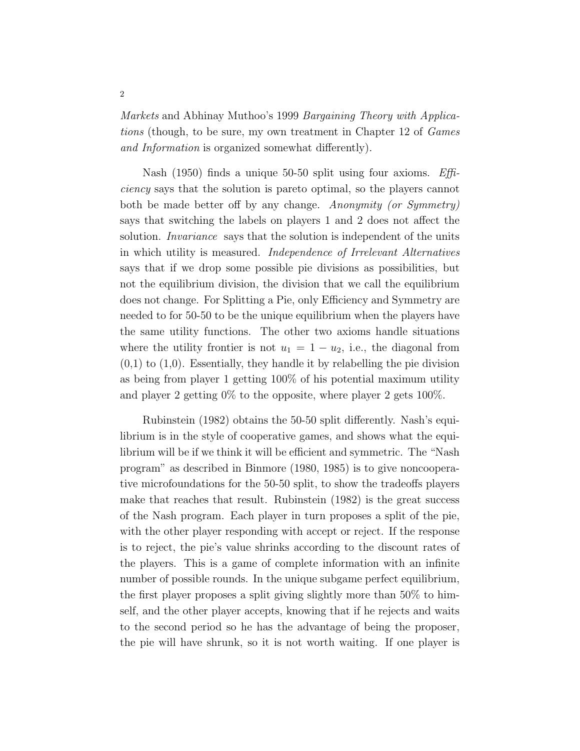*Markets* and Abhinay Muthoo's 1999 *Bargaining Theory with Applications* (though, to be sure, my own treatment in Chapter 12 of *Games and Information* is organized somewhat differently).

Nash (1950) finds a unique 50-50 split using four axioms. *Efficiency* says that the solution is pareto optimal, so the players cannot both be made better off by any change. *Anonymity (or Symmetry)* says that switching the labels on players 1 and 2 does not affect the solution. *Invariance* says that the solution is independent of the units in which utility is measured. *Independence of Irrelevant Alternatives* says that if we drop some possible pie divisions as possibilities, but not the equilibrium division, the division that we call the equilibrium does not change. For Splitting a Pie, only Efficiency and Symmetry are needed to for 50-50 to be the unique equilibrium when the players have the same utility functions. The other two axioms handle situations where the utility frontier is not $u_1 = 1 - u_2$, i.e., the diagonal from (0,1) to (1,0). Essentially, they handle it by relabelling the pie division as being from player 1 getting 100% of his potential maximum utility and player 2 getting 0% to the opposite, where player 2 gets 100%.

Rubinstein (1982) obtains the 50-50 split differently. Nash's equilibrium is in the style of cooperative games, and shows what the equilibrium will be if we think it will be efficient and symmetric. The "Nash program" as described in Binmore (1980, 1985) is to give noncooperative microfoundations for the 50-50 split, to show the tradeoffs players make that reaches that result. Rubinstein (1982) is the great success of the Nash program. Each player in turn proposes a split of the pie, with the other player responding with accept or reject. If the response is to reject, the pie's value shrinks according to the discount rates of the players. This is a game of complete information with an infinite number of possible rounds. In the unique subgame perfect equilibrium, the first player proposes a split giving slightly more than 50% to himself, and the other player accepts, knowing that if he rejects and waits to the second period so he has the advantage of being the proposer, the pie will have shrunk, so it is not worth waiting. If one player is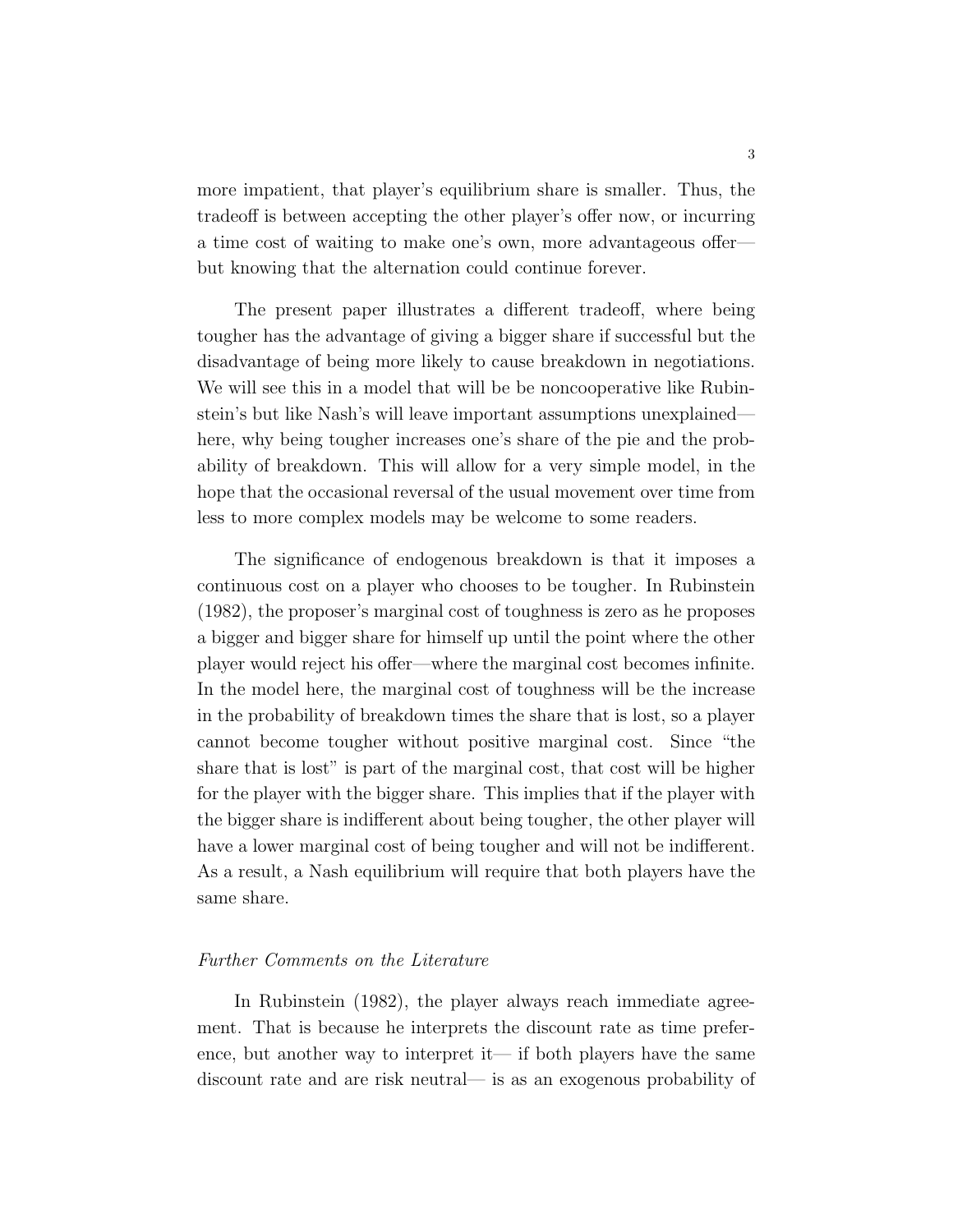more impatient, that player's equilibrium share is smaller. Thus, the tradeoff is between accepting the other player's offer now, or incurring a time cost of waiting to make one's own, more advantageous offer— but knowing that the alternation could continue forever.

The present paper illustrates a different tradeoff, where being tougher has the advantage of giving a bigger share if successful but the disadvantage of being more likely to cause breakdown in negotiations. We will see this in a model that will be be noncooperative like Rubinstein's but like Nash's will leave important assumptions unexplained— here, why being tougher increases one's share of the pie and the probability of breakdown. This will allow for a very simple model, in the hope that the occasional reversal of the usual movement over time from less to more complex models may be welcome to some readers.

The significance of endogenous breakdown is that it imposes a continuous cost on a player who chooses to be tougher. In Rubinstein (1982), the proposer's marginal cost of toughness is zero as he proposes a bigger and bigger share for himself up until the point where the other player would reject his offer—where the marginal cost becomes infinite. In the model here, the marginal cost of toughness will be the increase in the probability of breakdown times the share that is lost, so a player cannot become tougher without positive marginal cost. Since "the share that is lost" is part of the marginal cost, that cost will be higher for the player with the bigger share. This implies that if the player with the bigger share is indifferent about being tougher, the other player will have a lower marginal cost of being tougher and will not be indifferent. As a result, a Nash equilibrium will require that both players have the same share.

*Further Comments on the Literature*

In Rubinstein (1982), the player always reach immediate agreement. That is because he interprets the discount rate as time preference, but another way to interpret it— if both players have the same discount rate and are risk neutral— is as an exogenous probability of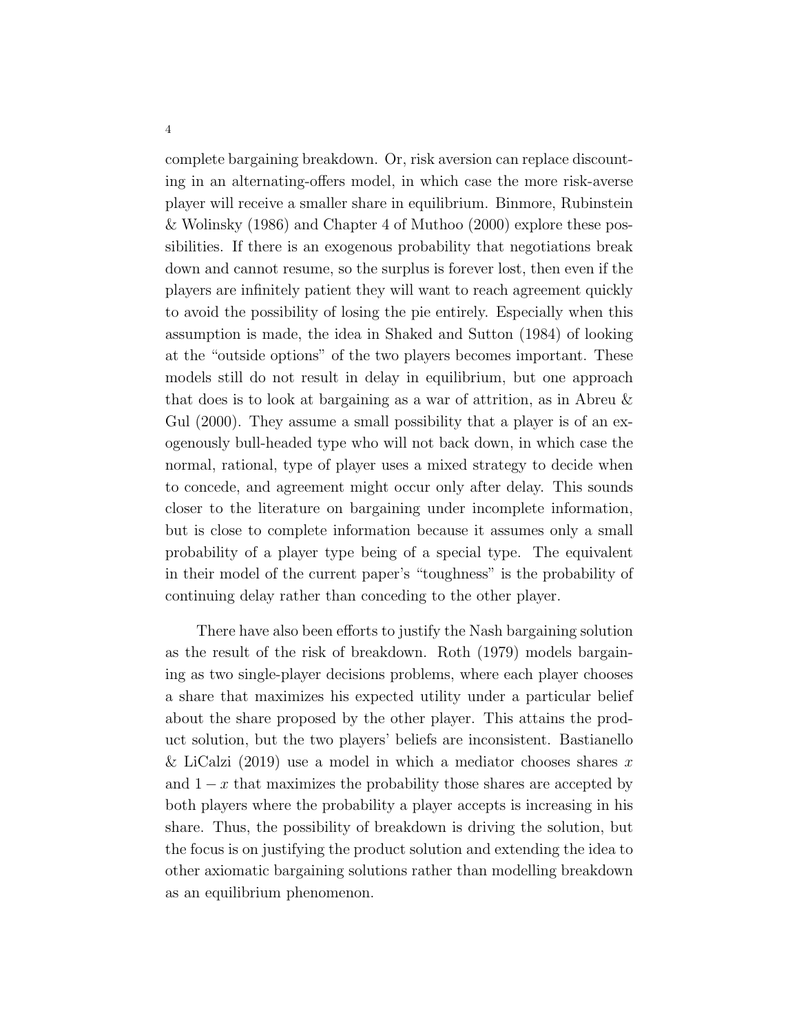complete bargaining breakdown. Or, risk aversion can replace discounting in an alternating-offers model, in which case the more risk-averse player will receive a smaller share in equilibrium. Binmore, Rubinstein & Wolinsky (1986) and Chapter 4 of Muthoo (2000) explore these possibilities. If there is an exogenous probability that negotiations break down and cannot resume, so the surplus is forever lost, then even if the players are infinitely patient they will want to reach agreement quickly to avoid the possibility of losing the pie entirely. Especially when this assumption is made, the idea in Shaked and Sutton (1984) of looking at the "outside options" of the two players becomes important. These models still do not result in delay in equilibrium, but one approach that does is to look at bargaining as a war of attrition, as in Abreu & Gul (2000). They assume a small possibility that a player is of an exogenously bull-headed type who will not back down, in which case the normal, rational, type of player uses a mixed strategy to decide when to concede, and agreement might occur only after delay. This sounds closer to the literature on bargaining under incomplete information, but is close to complete information because it assumes only a small probability of a player type being of a special type. The equivalent in their model of the current paper's "toughness" is the probability of continuing delay rather than conceding to the other player.

There have also been efforts to justify the Nash bargaining solution as the result of the risk of breakdown. Roth (1979) models bargaining as two single-player decisions problems, where each player chooses a share that maximizes his expected utility under a particular belief about the share proposed by the other player. This attains the product solution, but the two players' beliefs are inconsistent. Bastianello & LiCalzi (2019) use a model in which a mediator chooses shares $x$ and $1-x$ that maximizes the probability those shares are accepted by both players where the probability a player accepts is increasing in his share. Thus, the possibility of breakdown is driving the solution, but the focus is on justifying the product solution and extending the idea to other axiomatic bargaining solutions rather than modelling breakdown as an equilibrium phenomenon.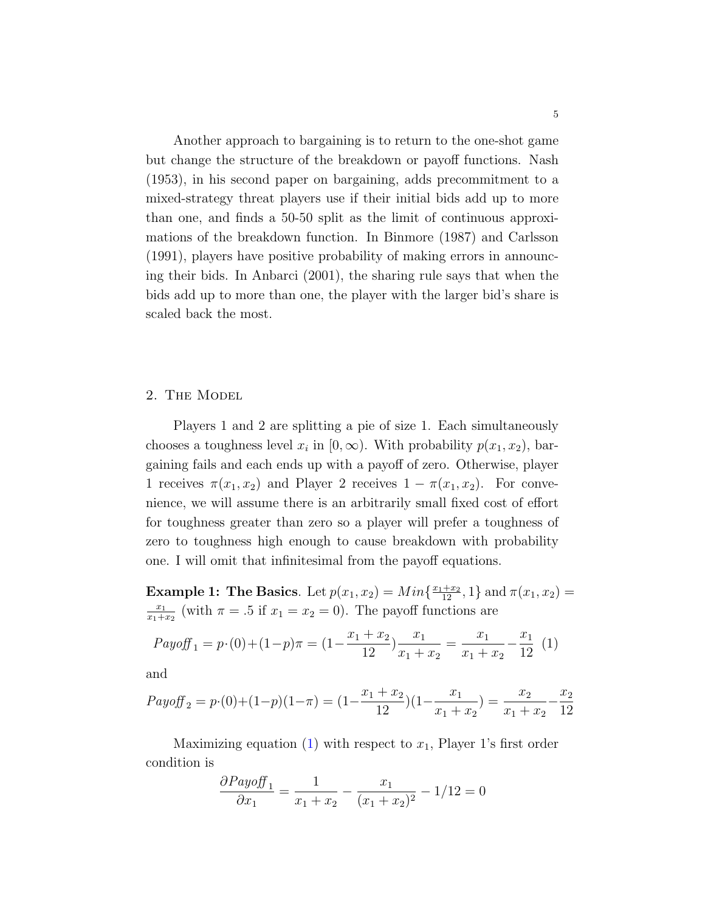Another approach to bargaining is to return to the one-shot game but change the structure of the breakdown or payoff functions. Nash (1953), in his second paper on bargaining, adds precommitment to a mixed-strategy threat players use if their initial bids add up to more than one, and finds a 50-50 split as the limit of continuous approximations of the breakdown function. In Binmore (1987) and Carlsson (1991), players have positive probability of making errors in announcing their bids. In Anbarci (2001), the sharing rule says that when the bids add up to more than one, the player with the larger bid's share is scaled back the most.

## 2. The Model

Players 1 and 2 are splitting a pie of size 1. Each simultaneously chooses a toughness level $x_i$ in $[0, \infty)$. With probability $p(x_1, x_2)$, bargaining fails and each ends up with a payoff of zero. Otherwise, player 1 receives $\pi(x_1, x_2)$ and Player 2 receives $1 - \pi(x_1, x_2)$. For convenience, we will assume there is an arbitrarily small fixed cost of effort for toughness greater than zero so a player will prefer a toughness of zero to toughness high enough to cause breakdown with probability one. I will omit that infinitesimal from the payoff equations.

**Example 1: The Basics**. Let $p(x_1, x_2) = Min\{\frac{x_1+x_2}{12}, 1\}$ and $\pi(x_1, x_2) = \frac{x_1}{x_1+x_2}$ (with $\pi = .5$ if $x_1 = x_2 = 0$). The payoff functions are

$$Payoff_1 = p \cdot (0) + (1-p)\pi = \left(1 - \frac{x_1 + x_2}{12}\right)\frac{x_1}{x_1 + x_2} = \frac{x_1}{x_1 + x_2} - \frac{x_1}{12} \quad (1)$$

and

$$Payoff_2 = p \cdot (0) + (1-p)(1-\pi) = \left(1 - \frac{x_1 + x_2}{12}\right)\left(1 - \frac{x_1}{x_1 + x_2}\right) = \frac{x_2}{x_1 + x_2} - \frac{x_2}{12}$$

Maximizing equation (1) with respect to $x_1$, Player 1's first order condition is

$$\frac{\partial Payoff_1}{\partial x_1} = \frac{1}{x_1 + x_2} - \frac{x_1}{(x_1 + x_2)^2} - 1/12 = 0$$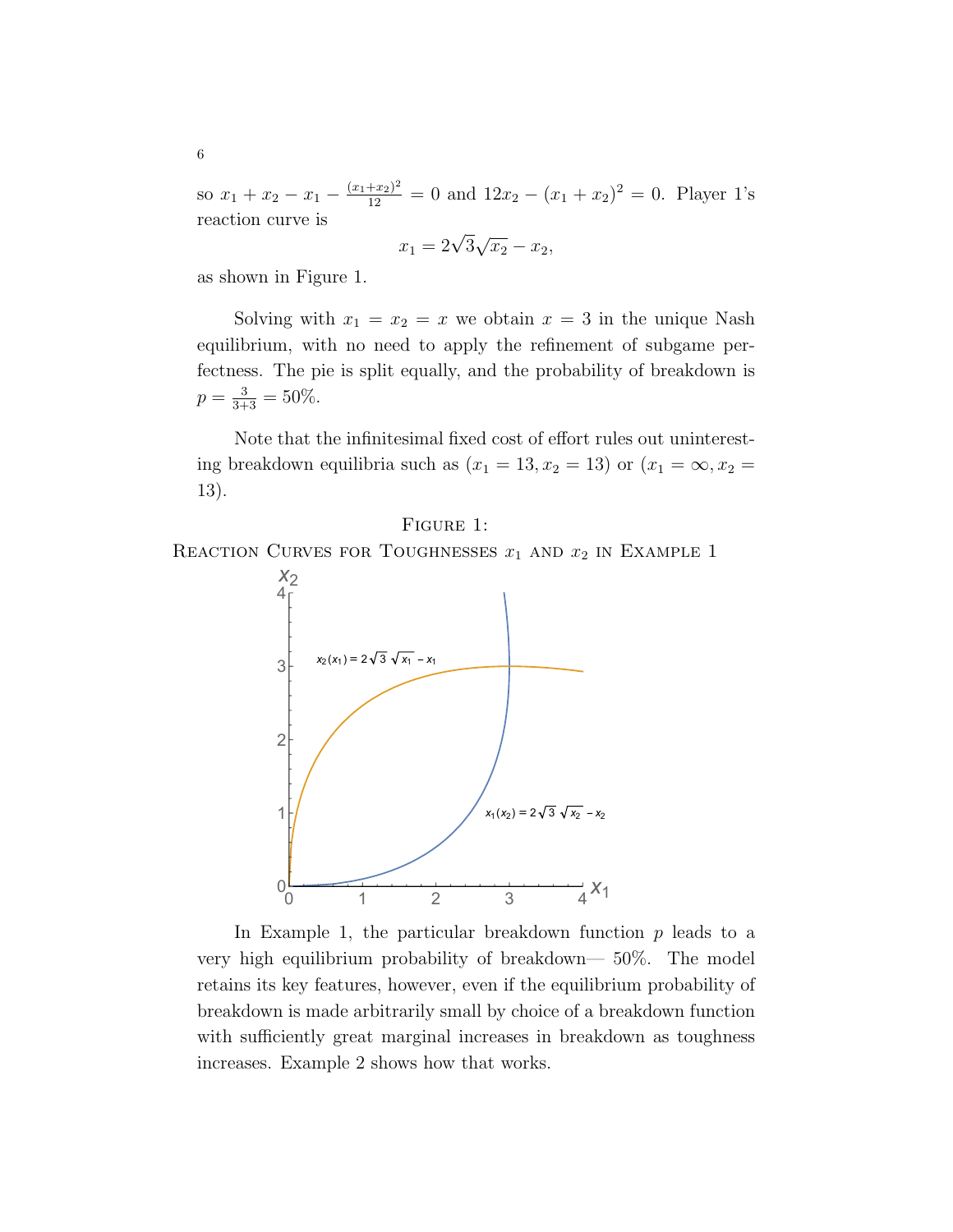so $x_1 + x_2 - x_1 - \frac{(x_1+x_2)^2}{12} = 0$ and $12x_2 - (x_1+x_2)^2 = 0$. Player 1's reaction curve is

$$x_1 = 2\sqrt{3}\sqrt{x_2} - x_2,$$

as shown in Figure 1.

Solving with $x_1 = x_2 = x$ we obtain $x = 3$ in the unique Nash equilibrium, with no need to apply the refinement of subgame perfectness. The pie is split equally, and the probability of breakdown is $p = \frac{3}{3+3} = 50\%$.

Note that the infinitesimal fixed cost of effort rules out uninteresting breakdown equilibria such as $(x_1 = 13, x_2 = 13)$ or $(x_1 = \infty, x_2 = 13)$.

FIGURE 1:
REACTION CURVES FOR TOUGHNESSES $x_1$ AND $x_2$ IN EXAMPLE 1

In Example 1, the particular breakdown function $p$ leads to a very high equilibrium probability of breakdown— 50%. The model retains its key features, however, even if the equilibrium probability of breakdown is made arbitrarily small by choice of a breakdown function with sufficiently great marginal increases in breakdown as toughness increases. Example 2 shows how that works.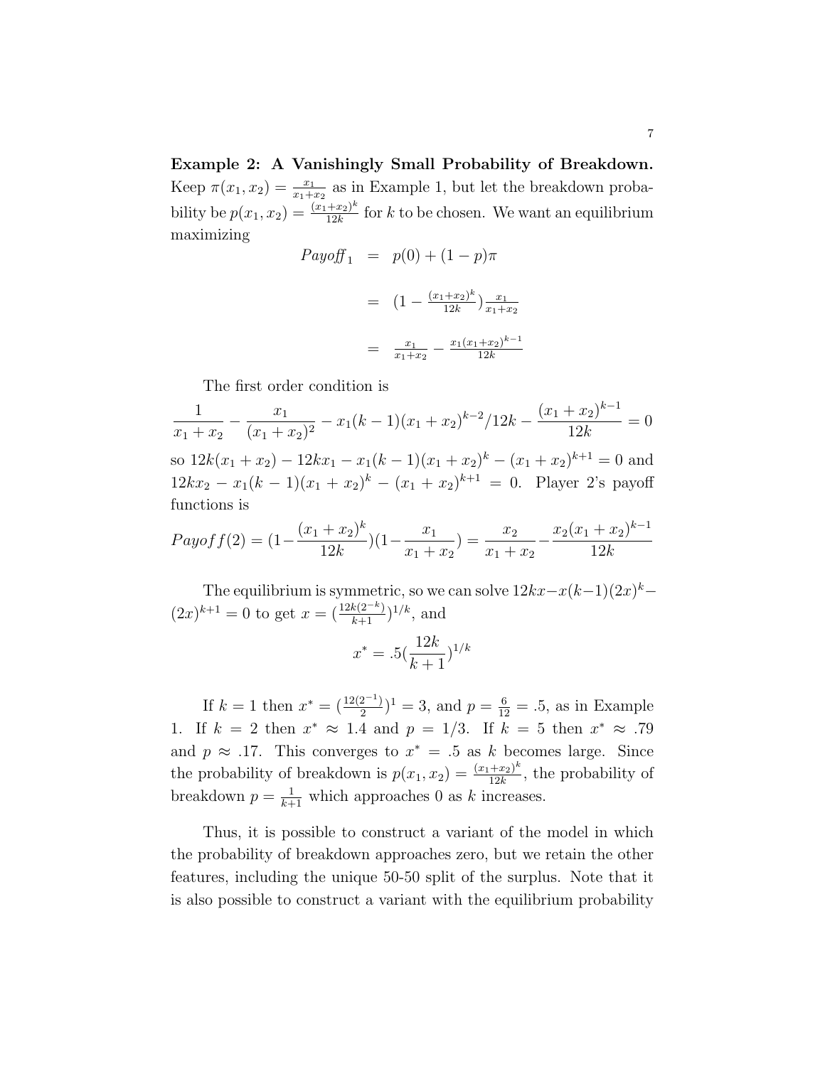**Example 2: A Vanishingly Small Probability of Breakdown.** Keep $\pi(x_1, x_2) = \frac{x_1}{x_1+x_2}$ as in Example 1, but let the breakdown probability be $p(x_1, x_2) = \frac{(x_1+x_2)^k}{12k}$ for $k$ to be chosen. We want an equilibrium maximizing

$$
\begin{aligned}
Payoff_1 &= p(0) + (1-p)\pi \\
&= (1 - \tfrac{(x_1+x_2)^k}{12k})\tfrac{x_1}{x_1+x_2} \\
&= \tfrac{x_1}{x_1+x_2} - \tfrac{x_1(x_1+x_2)^{k-1}}{12k}
\end{aligned}
$$

The first order condition is

$$\frac{1}{x_1+x_2} - \frac{x_1}{(x_1+x_2)^2} - x_1(k-1)(x_1+x_2)^{k-2}/12k - \frac{(x_1+x_2)^{k-1}}{12k} = 0$$

so $12k(x_1+x_2) - 12kx_1 - x_1(k-1)(x_1+x_2)^k - (x_1+x_2)^{k+1} = 0$ and $12kx_2 - x_1(k-1)(x_1+x_2)^k - (x_1+x_2)^{k+1} = 0$. Player 2's payoff functions is

$$Payoff(2) = (1 - \frac{(x_1+x_2)^k}{12k})(1 - \frac{x_1}{x_1+x_2}) = \frac{x_2}{x_1+x_2} - \frac{x_2(x_1+x_2)^{k-1}}{12k}$$

The equilibrium is symmetric, so we can solve $12kx - x(k-1)(2x)^k - (2x)^{k+1} = 0$ to get $x = (\frac{12k(2^{-k})}{k+1})^{1/k}$, and

$$x^* = .5(\frac{12k}{k+1})^{1/k}$$

If $k = 1$ then $x^* = (\frac{12(2^{-1})}{2})^1 = 3$, and $p = \frac{6}{12} = .5$, as in Example 1. If $k = 2$ then $x^* \approx 1.4$ and $p = 1/3$. If $k = 5$ then $x^* \approx .79$ and $p \approx .17$. This converges to $x^* = .5$ as $k$ becomes large. Since the probability of breakdown is $p(x_1, x_2) = \frac{(x_1+x_2)^k}{12k}$, the probability of breakdown $p = \frac{1}{k+1}$ which approaches 0 as $k$ increases.

Thus, it is possible to construct a variant of the model in which the probability of breakdown approaches zero, but we retain the other features, including the unique 50-50 split of the surplus. Note that it is also possible to construct a variant with the equilibrium probability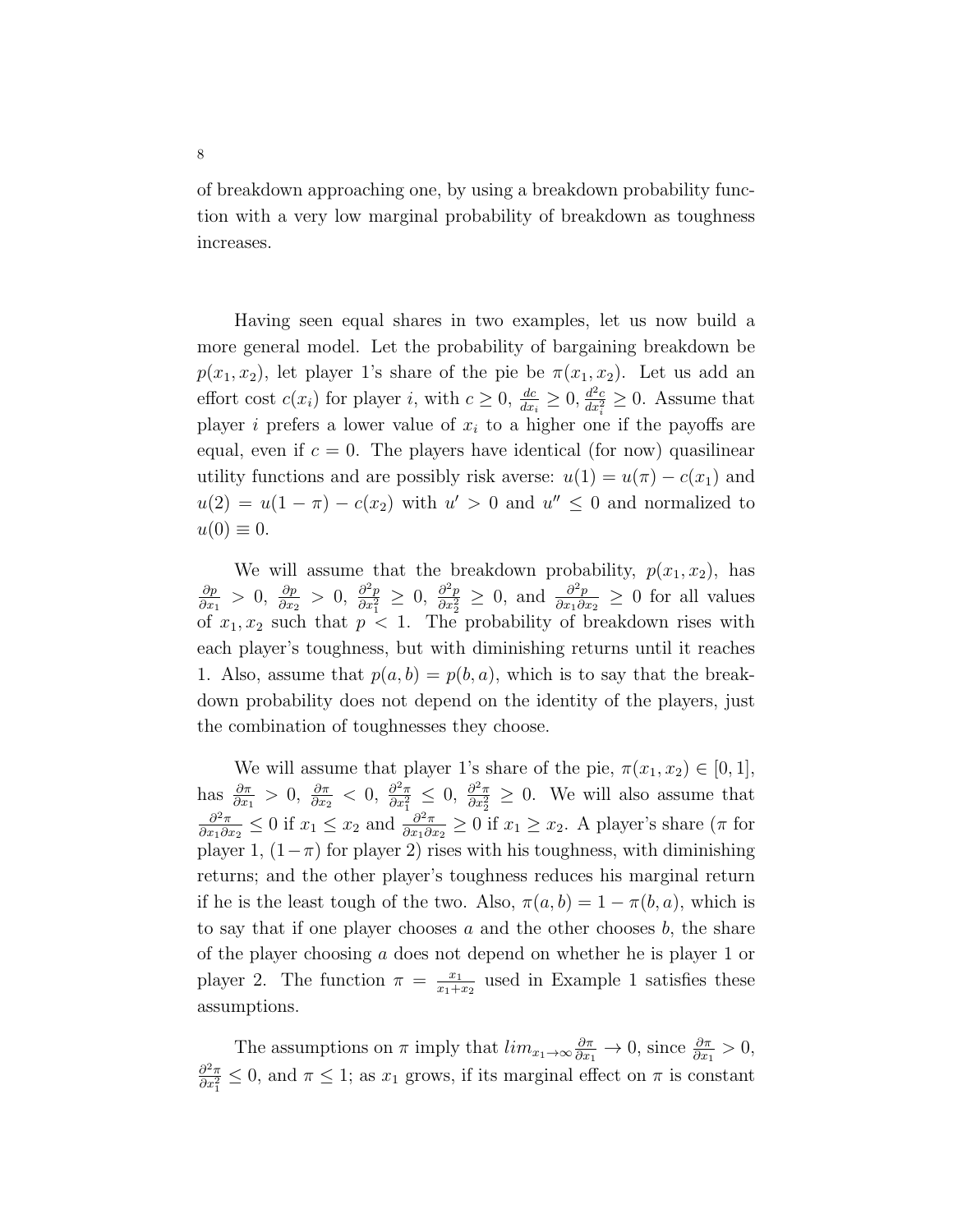of breakdown approaching one, by using a breakdown probability function with a very low marginal probability of breakdown as toughness increases.

Having seen equal shares in two examples, let us now build a more general model. Let the probability of bargaining breakdown be $p(x_1, x_2)$, let player 1's share of the pie be $\pi(x_1, x_2)$. Let us add an effort cost $c(x_i)$ for player $i$, with $c \geq 0$, $\frac{dc}{dx_i} \geq 0$, $\frac{d^2c}{dx_i^2} \geq 0$. Assume that player $i$ prefers a lower value of $x_i$ to a higher one if the payoffs are equal, even if $c = 0$. The players have identical (for now) quasilinear utility functions and are possibly risk averse: $u(1) = u(\pi) - c(x_1)$ and $u(2) = u(1 - \pi) - c(x_2)$ with $u' > 0$ and $u'' \leq 0$ and normalized to $u(0) \equiv 0$.

We will assume that the breakdown probability, $p(x_1, x_2)$, has $\frac{\partial p}{\partial x_1} > 0$, $\frac{\partial p}{\partial x_2} > 0$, $\frac{\partial^2 p}{\partial x_1^2} \geq 0$, $\frac{\partial^2 p}{\partial x_2^2} \geq 0$, and $\frac{\partial^2 p}{\partial x_1 \partial x_2} \geq 0$ for all values of $x_1, x_2$ such that $p < 1$. The probability of breakdown rises with each player's toughness, but with diminishing returns until it reaches 1. Also, assume that $p(a, b) = p(b, a)$, which is to say that the breakdown probability does not depend on the identity of the players, just the combination of toughnesses they choose.

We will assume that player 1's share of the pie, $\pi(x_1, x_2) \in [0, 1]$, has $\frac{\partial \pi}{\partial x_1} > 0$, $\frac{\partial \pi}{\partial x_2} < 0$, $\frac{\partial^2 \pi}{\partial x_1^2} \leq 0$, $\frac{\partial^2 \pi}{\partial x_2^2} \geq 0$. We will also assume that $\frac{\partial^2 \pi}{\partial x_1 \partial x_2} \leq 0$ if $x_1 \leq x_2$ and $\frac{\partial^2 \pi}{\partial x_1 \partial x_2} \geq 0$ if $x_1 \geq x_2$. A player's share ($\pi$ for player 1, $(1 - \pi)$ for player 2) rises with his toughness, with diminishing returns; and the other player's toughness reduces his marginal return if he is the least tough of the two. Also, $\pi(a, b) = 1 - \pi(b, a)$, which is to say that if one player chooses $a$ and the other chooses $b$, the share of the player choosing $a$ does not depend on whether he is player 1 or player 2. The function $\pi = \frac{x_1}{x_1 + x_2}$ used in Example 1 satisfies these assumptions.

The assumptions on $\pi$ imply that $lim_{x_1 \to \infty} \frac{\partial \pi}{\partial x_1} \to 0$, since $\frac{\partial \pi}{\partial x_1} > 0$, $\frac{\partial^2 \pi}{\partial x_1^2} \leq 0$, and $\pi \leq 1$; as $x_1$ grows, if its marginal effect on $\pi$ is constant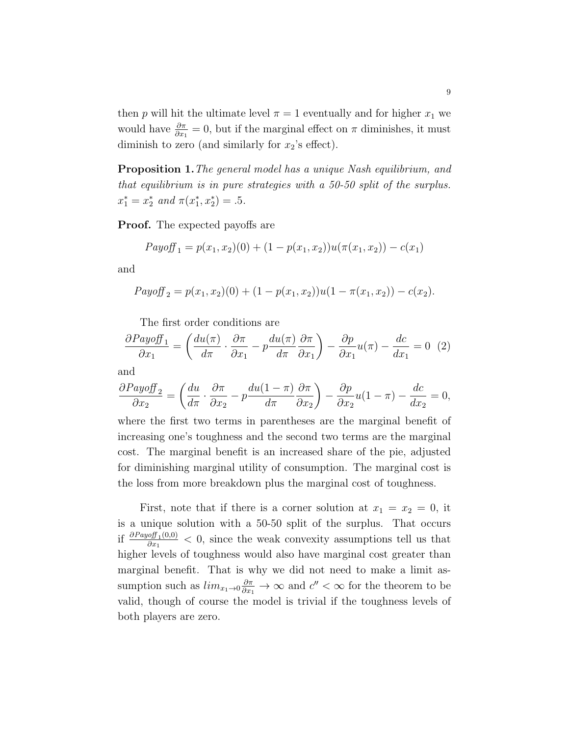then $p$ will hit the ultimate level $\pi = 1$ eventually and for higher $x_1$ we would have $\frac{\partial \pi}{\partial x_1} = 0$, but if the marginal effect on $\pi$ diminishes, it must diminish to zero (and similarly for $x_2$'s effect).

**Proposition 1.** *The general model has a unique Nash equilibrium, and that equilibrium is in pure strategies with a 50-50 split of the surplus.* $x_1^* = x_2^*$ *and* $\pi(x_1^*, x_2^*) = .5$.

**Proof.** The expected payoffs are

$$Payoff_1 = p(x_1, x_2)(0) + (1 - p(x_1, x_2))u(\pi(x_1, x_2)) - c(x_1)$$

and

$$Payoff_2 = p(x_1, x_2)(0) + (1 - p(x_1, x_2))u(1 - \pi(x_1, x_2)) - c(x_2).$$

The first order conditions are

$$\frac{\partial Payoff_1}{\partial x_1} = \left( \frac{du(\pi)}{d\pi} \cdot \frac{\partial \pi}{\partial x_1} - p \frac{du(\pi)}{d\pi} \frac{\partial \pi}{\partial x_1} \right) - \frac{\partial p}{\partial x_1} u(\pi) - \frac{dc}{dx_1} = 0 \quad (2)$$

and

$$\frac{\partial Payoff_2}{\partial x_2} = \left( \frac{du}{d\pi} \cdot \frac{\partial \pi}{\partial x_2} - p \frac{du(1-\pi)}{d\pi} \frac{\partial \pi}{\partial x_2} \right) - \frac{\partial p}{\partial x_2} u(1 - \pi) - \frac{dc}{dx_2} = 0,$$

where the first two terms in parentheses are the marginal benefit of increasing one's toughness and the second two terms are the marginal cost. The marginal benefit is an increased share of the pie, adjusted for diminishing marginal utility of consumption. The marginal cost is the loss from more breakdown plus the marginal cost of toughness.

First, note that if there is a corner solution at $x_1 = x_2 = 0$, it is a unique solution with a 50-50 split of the surplus. That occurs if $\frac{\partial Payoff_1(0,0)}{\partial x_1} < 0$, since the weak convexity assumptions tell us that higher levels of toughness would also have marginal cost greater than marginal benefit. That is why we did not need to make a limit assumption such as $lim_{x_1 \to 0} \frac{\partial \pi}{\partial x_1} \to \infty$ and $c'' < \infty$ for the theorem to be valid, though of course the model is trivial if the toughness levels of both players are zero.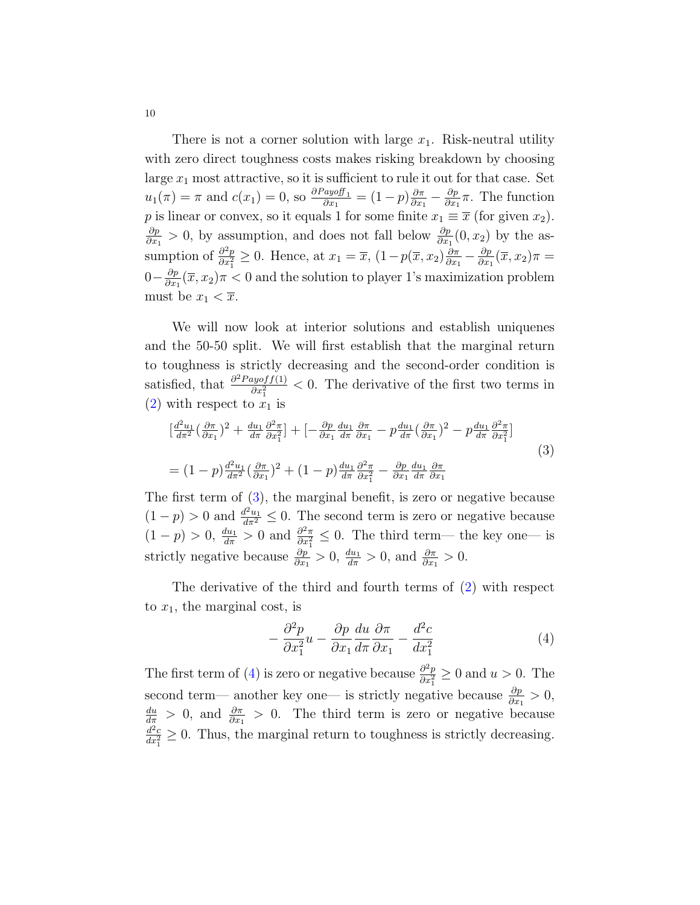There is not a corner solution with large $x_1$. Risk-neutral utility with zero direct toughness costs makes risking breakdown by choosing large $x_1$ most attractive, so it is sufficient to rule it out for that case. Set $u_1(\pi) = \pi$ and $c(x_1) = 0$, so $\frac{\partial Payoff_1}{\partial x_1} = (1-p)\frac{\partial \pi}{\partial x_1} - \frac{\partial p}{\partial x_1}\pi$. The function $p$ is linear or convex, so it equals 1 for some finite $x_1 \equiv \overline{x}$ (for given $x_2$). $\frac{\partial p}{\partial x_1} > 0$, by assumption, and does not fall below $\frac{\partial p}{\partial x_1}(0, x_2)$ by the assumption of $\frac{\partial^2 p}{\partial x_1^2} \geq 0$. Hence, at $x_1 = \overline{x}$, $(1-p(\overline{x}, x_2)\frac{\partial \pi}{\partial x_1} - \frac{\partial p}{\partial x_1}(\overline{x}, x_2)\pi = 0 - \frac{\partial p}{\partial x_1}(\overline{x}, x_2)\pi < 0$ and the solution to player 1's maximization problem must be $x_1 < \overline{x}$.

We will now look at interior solutions and establish uniquenes and the 50-50 split. We will first establish that the marginal return to toughness is strictly decreasing and the second-order condition is satisfied, that $\frac{\partial^2 Payoff(1)}{\partial x_1^2} < 0$. The derivative of the first two terms in (2) with respect to $x_1$ is

$$
\begin{aligned}
&[\tfrac{d^2 u_1}{d\pi^2}(\tfrac{\partial \pi}{\partial x_1})^2 + \tfrac{du_1}{d\pi}\tfrac{\partial^2 \pi}{\partial x_1^2}] + [-\tfrac{\partial p}{\partial x_1}\tfrac{du_1}{d\pi}\tfrac{\partial \pi}{\partial x_1} - p\tfrac{du_1}{d\pi}(\tfrac{\partial \pi}{\partial x_1})^2 - p\tfrac{du_1}{d\pi}\tfrac{\partial^2 \pi}{\partial x_1^2}] \\
&= (1-p)\tfrac{d^2 u_1}{d\pi^2}(\tfrac{\partial \pi}{\partial x_1})^2 + (1-p)\tfrac{du_1}{d\pi}\tfrac{\partial^2 \pi}{\partial x_1^2} - \tfrac{\partial p}{\partial x_1}\tfrac{du_1}{d\pi}\tfrac{\partial \pi}{\partial x_1}
\end{aligned}
\tag{3}
$$

The first term of (3), the marginal benefit, is zero or negative because $(1-p) > 0$ and $\frac{d^2 u_1}{d\pi^2} \leq 0$. The second term is zero or negative because $(1-p) > 0$, $\frac{du_1}{d\pi} > 0$ and $\frac{\partial^2 \pi}{\partial x_1^2} \leq 0$. The third term— the key one— is strictly negative because $\frac{\partial p}{\partial x_1} > 0$, $\frac{du_1}{d\pi} > 0$, and $\frac{\partial \pi}{\partial x_1} > 0$.

The derivative of the third and fourth terms of (2) with respect to $x_1$, the marginal cost, is

$$
-\frac{\partial^2 p}{\partial x_1^2}u - \frac{\partial p}{\partial x_1}\frac{du}{d\pi}\frac{\partial \pi}{\partial x_1} - \frac{d^2 c}{dx_1^2} \tag{4}
$$

The first term of (4) is zero or negative because $\frac{\partial^2 p}{\partial x_1^2} \geq 0$ and $u > 0$. The second term— another key one— is strictly negative because $\frac{\partial p}{\partial x_1} > 0$, $\frac{du}{d\pi} > 0$, and $\frac{\partial \pi}{\partial x_1} > 0$. The third term is zero or negative because $\frac{d^2 c}{dx_1^2} \geq 0$. Thus, the marginal return to toughness is strictly decreasing.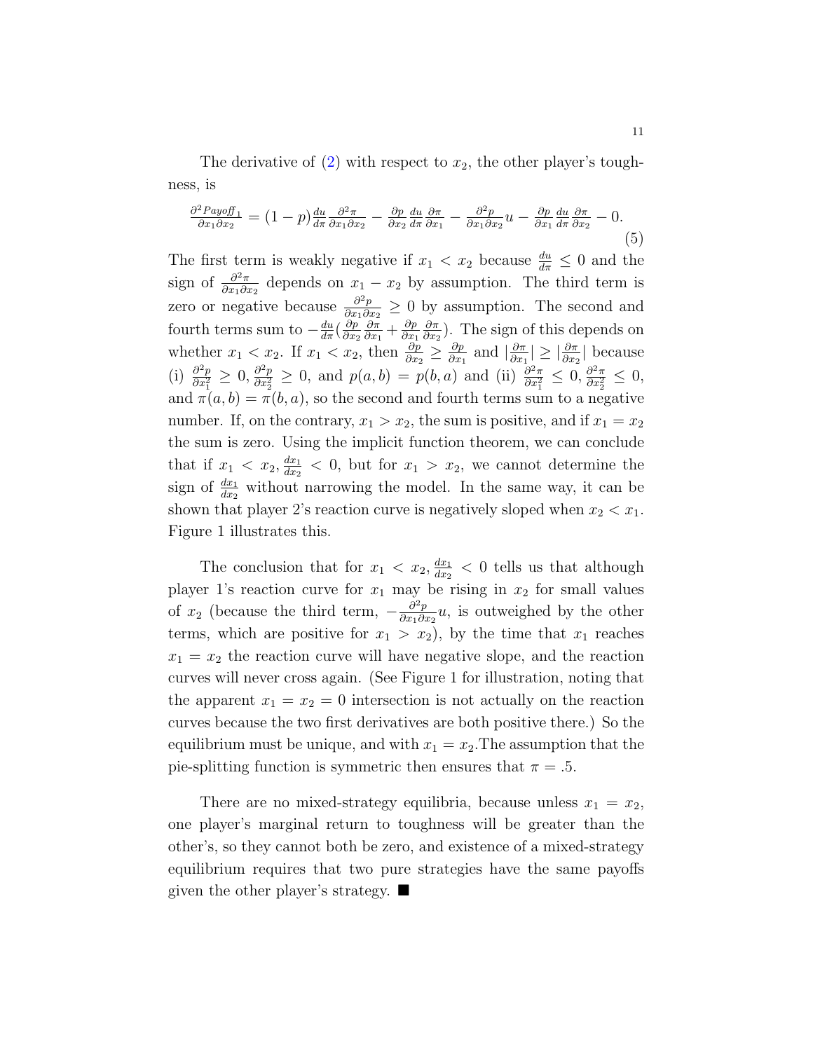The derivative of (2) with respect to $x_2$, the other player's toughness, is

$$\frac{\partial^2 Payoff_1}{\partial x_1 \partial x_2} = (1-p)\frac{du}{d\pi}\frac{\partial^2 \pi}{\partial x_1 \partial x_2} - \frac{\partial p}{\partial x_2}\frac{du}{d\pi}\frac{\partial \pi}{\partial x_1} - \frac{\partial^2 p}{\partial x_1 \partial x_2}u - \frac{\partial p}{\partial x_1}\frac{du}{d\pi}\frac{\partial \pi}{\partial x_2} - 0. \tag{5}$$

The first term is weakly negative if $x_1 < x_2$ because $\frac{du}{d\pi} \leq 0$ and the sign of $\frac{\partial^2 \pi}{\partial x_1 \partial x_2}$ depends on $x_1 - x_2$ by assumption. The third term is zero or negative because $\frac{\partial^2 p}{\partial x_1 \partial x_2} \geq 0$ by assumption. The second and fourth terms sum to $-\frac{du}{d\pi}(\frac{\partial p}{\partial x_2}\frac{\partial \pi}{\partial x_1} + \frac{\partial p}{\partial x_1}\frac{\partial \pi}{\partial x_2})$. The sign of this depends on whether $x_1 < x_2$. If $x_1 < x_2$, then $\frac{\partial p}{\partial x_2} \geq \frac{\partial p}{\partial x_1}$ and $|\frac{\partial \pi}{\partial x_1}| \geq |\frac{\partial \pi}{\partial x_2}|$ because (i) $\frac{\partial^2 p}{\partial x_1^2} \geq 0, \frac{\partial^2 p}{\partial x_2^2} \geq 0$, and $p(a,b) = p(b,a)$ and (ii) $\frac{\partial^2 \pi}{\partial x_1^2} \leq 0, \frac{\partial^2 \pi}{\partial x_2^2} \leq 0$, and $\pi(a,b) = \pi(b,a)$, so the second and fourth terms sum to a negative number. If, on the contrary, $x_1 > x_2$, the sum is positive, and if $x_1 = x_2$ the sum is zero. Using the implicit function theorem, we can conclude that if $x_1 < x_2, \frac{dx_1}{dx_2} < 0$, but for $x_1 > x_2$, we cannot determine the sign of $\frac{dx_1}{dx_2}$ without narrowing the model. In the same way, it can be shown that player 2's reaction curve is negatively sloped when $x_2 < x_1$. Figure 1 illustrates this.

The conclusion that for $x_1 < x_2, \frac{dx_1}{dx_2} < 0$ tells us that although player 1's reaction curve for $x_1$ may be rising in $x_2$ for small values of $x_2$ (because the third term, $-\frac{\partial^2 p}{\partial x_1 \partial x_2}u$, is outweighed by the other terms, which are positive for $x_1 > x_2$), by the time that $x_1$ reaches $x_1 = x_2$ the reaction curve will have negative slope, and the reaction curves will never cross again. (See Figure 1 for illustration, noting that the apparent $x_1 = x_2 = 0$ intersection is not actually on the reaction curves because the two first derivatives are both positive there.) So the equilibrium must be unique, and with $x_1 = x_2$.The assumption that the pie-splitting function is symmetric then ensures that $\pi = .5$.

There are no mixed-strategy equilibria, because unless $x_1 = x_2$, one player's marginal return to toughness will be greater than the other's, so they cannot both be zero, and existence of a mixed-strategy equilibrium requires that two pure strategies have the same payoffs given the other player's strategy. ■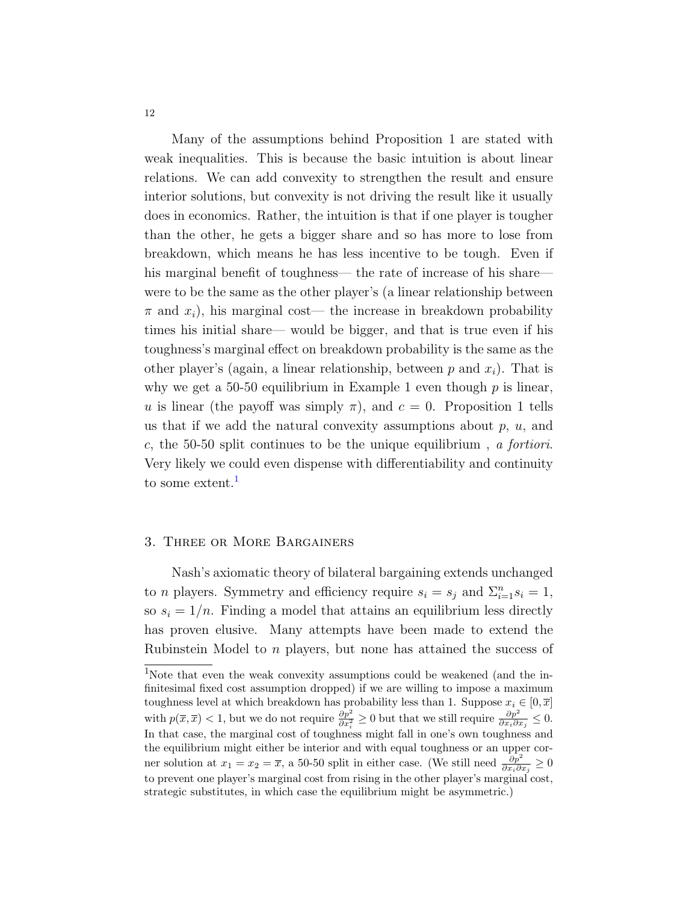Many of the assumptions behind Proposition 1 are stated with weak inequalities. This is because the basic intuition is about linear relations. We can add convexity to strengthen the result and ensure interior solutions, but convexity is not driving the result like it usually does in economics. Rather, the intuition is that if one player is tougher than the other, he gets a bigger share and so has more to lose from breakdown, which means he has less incentive to be tough. Even if his marginal benefit of toughness— the rate of increase of his share— were to be the same as the other player's (a linear relationship between $\pi$ and $x_i$), his marginal cost— the increase in breakdown probability times his initial share— would be bigger, and that is true even if his toughness's marginal effect on breakdown probability is the same as the other player's (again, a linear relationship, between $p$ and $x_i$). That is why we get a 50-50 equilibrium in Example 1 even though $p$ is linear, $u$ is linear (the payoff was simply $\pi$), and $c = 0$. Proposition 1 tells us that if we add the natural convexity assumptions about $p$, $u$, and $c$, the 50-50 split continues to be the unique equilibrium , *a fortiori*. Very likely we could even dispense with differentiability and continuity to some extent.[1]

## 3. Three or More Bargainers

Nash's axiomatic theory of bilateral bargaining extends unchanged to $n$ players. Symmetry and efficiency require $s_i = s_j$ and $\Sigma_{i=1}^n s_i = 1$, so $s_i = 1/n$. Finding a model that attains an equilibrium less directly has proven elusive. Many attempts have been made to extend the Rubinstein Model to $n$ players, but none has attained the success of

---

[1] Note that even the weak convexity assumptions could be weakened (and the infinitesimal fixed cost assumption dropped) if we are willing to impose a maximum toughness level at which breakdown has probability less than 1. Suppose $x_i \in [0, \overline{x}]$ with $p(\overline{x}, \overline{x}) < 1$, but we do not require $\frac{\partial p^2}{\partial x_i^2} \geq 0$ but that we still require $\frac{\partial p^2}{\partial x_i \partial x_j} \leq 0$. In that case, the marginal cost of toughness might fall in one's own toughness and the equilibrium might either be interior and with equal toughness or an upper corner solution at $x_1 = x_2 = \overline{x}$, a 50-50 split in either case. (We still need $\frac{\partial p^2}{\partial x_i \partial x_j} \geq 0$ to prevent one player's marginal cost from rising in the other player's marginal cost, strategic substitutes, in which case the equilibrium might be asymmetric.)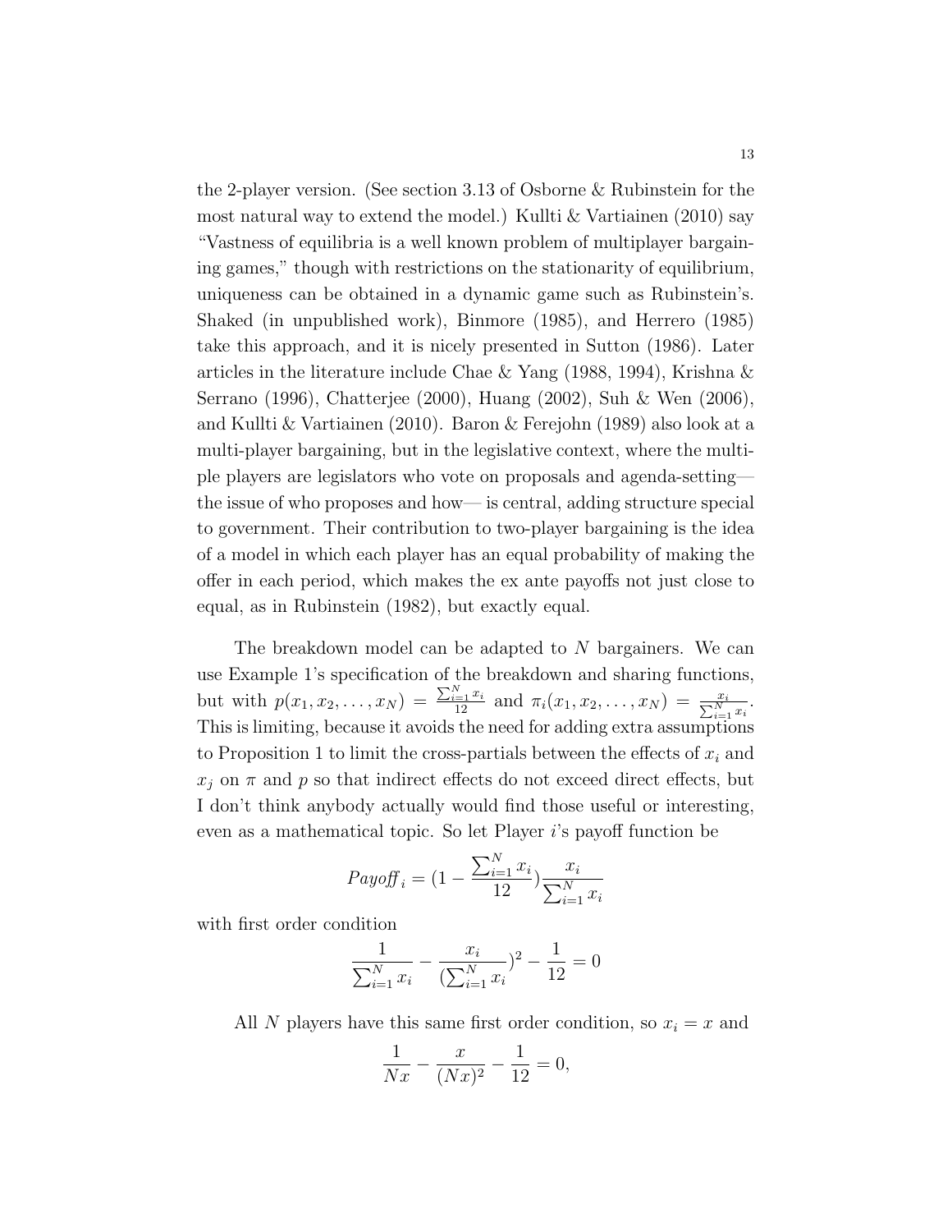the 2-player version. (See section 3.13 of Osborne & Rubinstein for the most natural way to extend the model.) Kullti & Vartiainen (2010) say "Vastness of equilibria is a well known problem of multiplayer bargaining games," though with restrictions on the stationarity of equilibrium, uniqueness can be obtained in a dynamic game such as Rubinstein's. Shaked (in unpublished work), Binmore (1985), and Herrero (1985) take this approach, and it is nicely presented in Sutton (1986). Later articles in the literature include Chae & Yang (1988, 1994), Krishna & Serrano (1996), Chatterjee (2000), Huang (2002), Suh & Wen (2006), and Kullti & Vartiainen (2010). Baron & Ferejohn (1989) also look at a multi-player bargaining, but in the legislative context, where the multiple players are legislators who vote on proposals and agenda-setting— the issue of who proposes and how— is central, adding structure special to government. Their contribution to two-player bargaining is the idea of a model in which each player has an equal probability of making the offer in each period, which makes the ex ante payoffs not just close to equal, as in Rubinstein (1982), but exactly equal.

The breakdown model can be adapted to $N$ bargainers. We can use Example 1's specification of the breakdown and sharing functions, but with $p(x_1, x_2, \ldots, x_N) = \frac{\sum_{i=1}^N x_i}{12}$ and $\pi_i(x_1, x_2, \ldots, x_N) = \frac{x_i}{\sum_{i=1}^N x_i}$. This is limiting, because it avoids the need for adding extra assumptions to Proposition 1 to limit the cross-partials between the effects of $x_i$ and $x_j$ on $\pi$ and $p$ so that indirect effects do not exceed direct effects, but I don't think anybody actually would find those useful or interesting, even as a mathematical topic. So let Player $i$'s payoff function be

$$Payoff_i = (1 - \frac{\sum_{i=1}^N x_i}{12})\frac{x_i}{\sum_{i=1}^N x_i}$$

with first order condition

$$\frac{1}{\sum_{i=1}^N x_i} - \frac{x_i}{(\sum_{i=1}^N x_i})^2 - \frac{1}{12} = 0$$

All $N$ players have this same first order condition, so $x_i = x$ and

$$\frac{1}{Nx} - \frac{x}{(Nx)^2} - \frac{1}{12} = 0,$$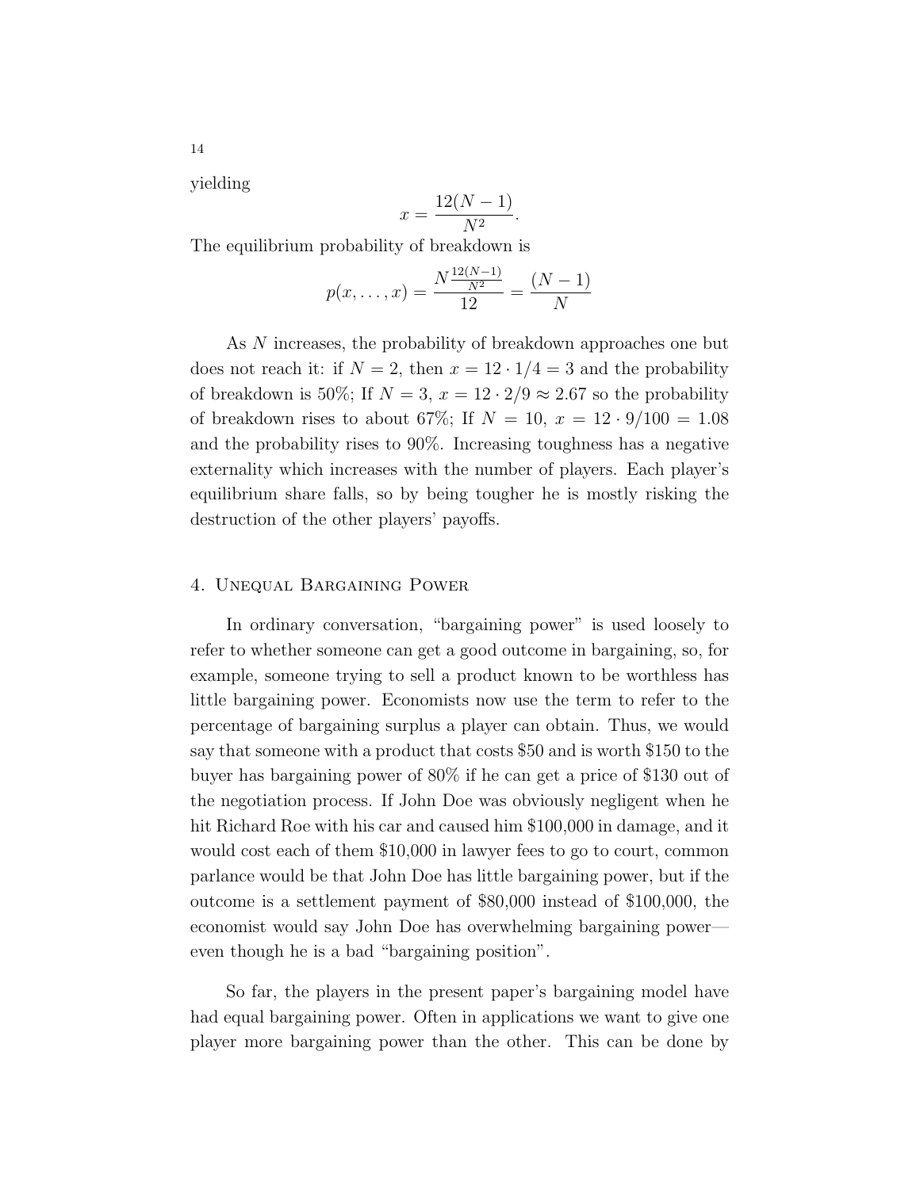yielding

$$x = \frac{12(N-1)}{N^2}.$$

The equilibrium probability of breakdown is

$$p(x,\ldots,x) = \frac{N\frac{12(N-1)}{N^2}}{12} = \frac{(N-1)}{N}$$

As $N$ increases, the probability of breakdown approaches one but does not reach it: if $N = 2$, then $x = 12 \cdot 1/4 = 3$ and the probability of breakdown is 50%; If $N = 3$, $x = 12 \cdot 2/9 \approx 2.67$ so the probability of breakdown rises to about 67%; If $N = 10$, $x = 12 \cdot 9/100 = 1.08$ and the probability rises to 90%. Increasing toughness has a negative externality which increases with the number of players. Each player's equilibrium share falls, so by being tougher he is mostly risking the destruction of the other players' payoffs.

## 4. Unequal Bargaining Power

In ordinary conversation, "bargaining power" is used loosely to refer to whether someone can get a good outcome in bargaining, so, for example, someone trying to sell a product known to be worthless has little bargaining power. Economists now use the term to refer to the percentage of bargaining surplus a player can obtain. Thus, we would say that someone with a product that costs \$50 and is worth \$150 to the buyer has bargaining power of 80% if he can get a price of \$130 out of the negotiation process. If John Doe was obviously negligent when he hit Richard Roe with his car and caused him \$100,000 in damage, and it would cost each of them \$10,000 in lawyer fees to go to court, common parlance would be that John Doe has little bargaining power, but if the outcome is a settlement payment of \$80,000 instead of \$100,000, the economist would say John Doe has overwhelming bargaining power—even though he is a bad "bargaining position".

So far, the players in the present paper's bargaining model have had equal bargaining power. Often in applications we want to give one player more bargaining power than the other. This can be done by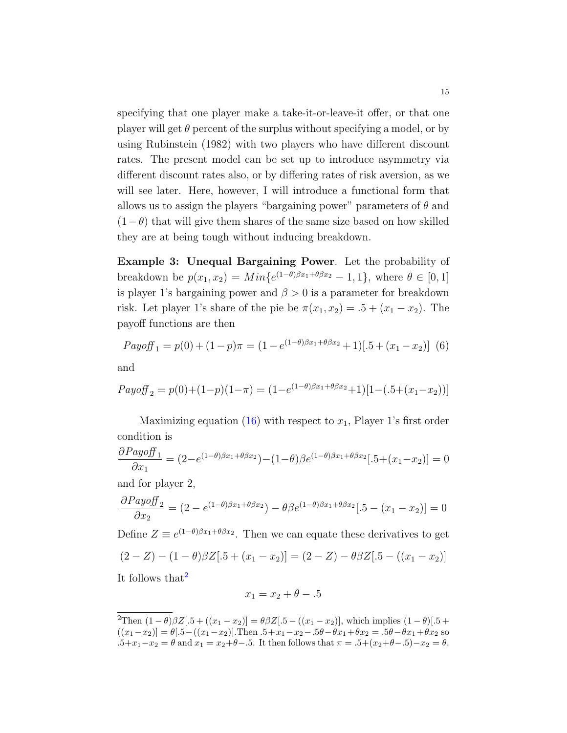specifying that one player make a take-it-or-leave-it offer, or that one player will get $\theta$ percent of the surplus without specifying a model, or by using Rubinstein (1982) with two players who have different discount rates. The present model can be set up to introduce asymmetry via different discount rates also, or by differing rates of risk aversion, as we will see later. Here, however, I will introduce a functional form that allows us to assign the players "bargaining power" parameters of $\theta$ and $(1-\theta)$ that will give them shares of the same size based on how skilled they are at being tough without inducing breakdown.

**Example 3: Unequal Bargaining Power**. Let the probability of breakdown be $p(x_1, x_2) = Min\{e^{(1-\theta)\beta x_1 + \theta\beta x_2} - 1, 1\}$, where $\theta \in [0,1]$ is player 1's bargaining power and $\beta > 0$ is a parameter for breakdown risk. Let player 1's share of the pie be $\pi(x_1, x_2) = .5 + (x_1 - x_2)$. The payoff functions are then

$$Payoff_1 = p(0) + (1-p)\pi = (1 - e^{(1-\theta)\beta x_1 + \theta\beta x_2} + 1)[.5 + (x_1 - x_2)] \quad (6)$$

and

$$Payoff_2 = p(0) + (1-p)(1-\pi) = (1 - e^{(1-\theta)\beta x_1 + \theta\beta x_2} + 1)[1 - (.5 + (x_1 - x_2))]$$

Maximizing equation (16) with respect to $x_1$, Player 1's first order condition is

$$\frac{\partial Payoff_1}{\partial x_1} = (2 - e^{(1-\theta)\beta x_1 + \theta\beta x_2}) - (1-\theta)\beta e^{(1-\theta)\beta x_1 + \theta\beta x_2}[.5 + (x_1 - x_2)] = 0$$

and for player 2,

$$\frac{\partial Payoff_2}{\partial x_2} = (2 - e^{(1-\theta)\beta x_1 + \theta\beta x_2}) - \theta\beta e^{(1-\theta)\beta x_1 + \theta\beta x_2}[.5 - (x_1 - x_2)] = 0$$

Define $Z \equiv e^{(1-\theta)\beta x_1 + \theta\beta x_2}$. Then we can equate these derivatives to get

$$(2 - Z) - (1-\theta)\beta Z[.5 + (x_1 - x_2)] = (2 - Z) - \theta\beta Z[.5 - ((x_1 - x_2)]$$

It follows that[2]

$$x_1 = x_2 + \theta - .5$$

[2] Then $(1-\theta)\beta Z[.5 + ((x_1 - x_2)] = \theta\beta Z[.5 - ((x_1 - x_2)]$, which implies $(1-\theta)[.5 + ((x_1 - x_2)] = \theta[.5 - ((x_1 - x_2)]$. Then $.5 + x_1 - x_2 - .5\theta - \theta x_1 + \theta x_2 = .5\theta - \theta x_1 + \theta x_2$ so $.5 + x_1 - x_2 = \theta$ and $x_1 = x_2 + \theta - .5$. It then follows that $\pi = .5 + (x_2 + \theta - .5) - x_2 = \theta$.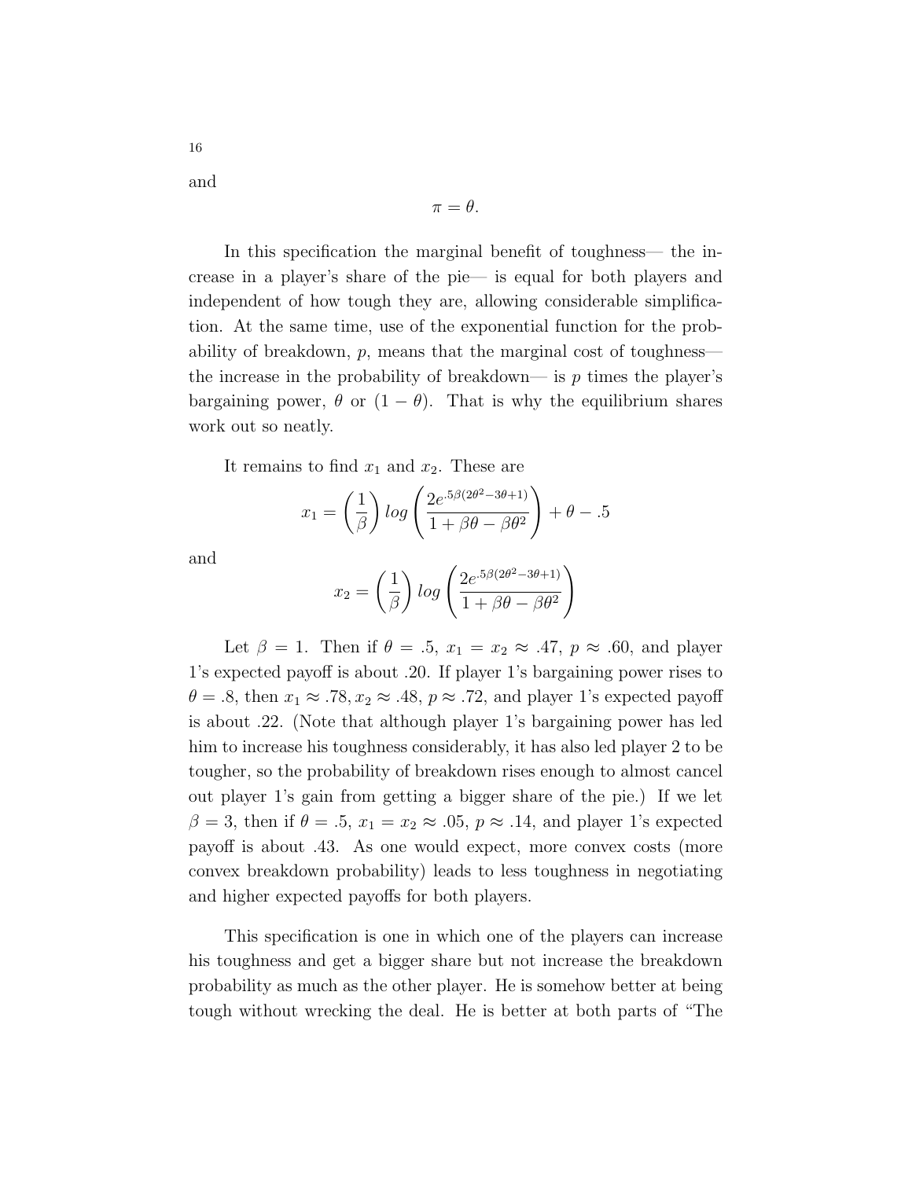and

$$\pi = \theta.$$

In this specification the marginal benefit of toughness— the increase in a player's share of the pie— is equal for both players and independent of how tough they are, allowing considerable simplification. At the same time, use of the exponential function for the probability of breakdown, $p$, means that the marginal cost of toughness— the increase in the probability of breakdown— is $p$ times the player's bargaining power, $\theta$ or $(1-\theta)$. That is why the equilibrium shares work out so neatly.

It remains to find $x_1$ and $x_2$. These are

$$x_1 = \left(\frac{1}{\beta}\right) log\left(\frac{2e^{.5\beta(2\theta^2-3\theta+1)}}{1+\beta\theta-\beta\theta^2}\right) + \theta - .5$$

and

$$x_2 = \left(\frac{1}{\beta}\right) log\left(\frac{2e^{.5\beta(2\theta^2-3\theta+1)}}{1+\beta\theta-\beta\theta^2}\right)$$

Let $\beta = 1$. Then if $\theta = .5$, $x_1 = x_2 \approx .47$, $p \approx .60$, and player 1's expected payoff is about .20. If player 1's bargaining power rises to $\theta = .8$, then $x_1 \approx .78, x_2 \approx .48$, $p \approx .72$, and player 1's expected payoff is about .22. (Note that although player 1's bargaining power has led him to increase his toughness considerably, it has also led player 2 to be tougher, so the probability of breakdown rises enough to almost cancel out player 1's gain from getting a bigger share of the pie.) If we let $\beta = 3$, then if $\theta = .5$, $x_1 = x_2 \approx .05$, $p \approx .14$, and player 1's expected payoff is about .43. As one would expect, more convex costs (more convex breakdown probability) leads to less toughness in negotiating and higher expected payoffs for both players.

This specification is one in which one of the players can increase his toughness and get a bigger share but not increase the breakdown probability as much as the other player. He is somehow better at being tough without wrecking the deal. He is better at both parts of "The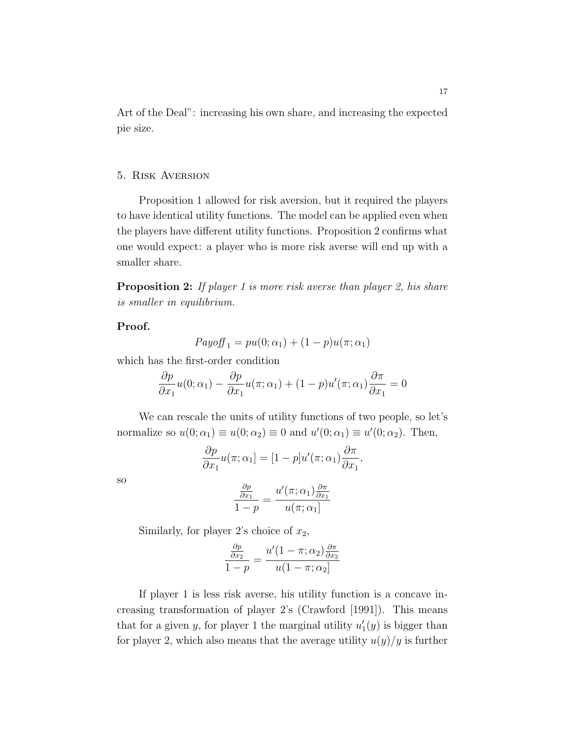Art of the Deal": increasing his own share, and increasing the expected pie size.

## 5. Risk Aversion

Proposition 1 allowed for risk aversion, but it required the players to have identical utility functions. The model can be applied even when the players have different utility functions. Proposition 2 confirms what one would expect: a player who is more risk averse will end up with a smaller share.

**Proposition 2:** *If player 1 is more risk averse than player 2, his share is smaller in equilibrium.*

**Proof.**

$$Payoff_1 = pu(0;\alpha_1) + (1-p)u(\pi;\alpha_1)$$

which has the first-order condition

$$\frac{\partial p}{\partial x_1}u(0;\alpha_1) - \frac{\partial p}{\partial x_1}u(\pi;\alpha_1) + (1-p)u'(\pi;\alpha_1)\frac{\partial \pi}{\partial x_1} = 0$$

We can rescale the units of utility functions of two people, so let's normalize so $u(0;\alpha_1) \equiv u(0;\alpha_2) \equiv 0$ and $u'(0;\alpha_1) \equiv u'(0;\alpha_2)$. Then,

$$\frac{\partial p}{\partial x_1}u(\pi;\alpha_1] = [1-p]u'(\pi;\alpha_1)\frac{\partial \pi}{\partial x_1},$$

so

$$\frac{\frac{\partial p}{\partial x_1}}{1-p} = \frac{u'(\pi;\alpha_1)\frac{\partial \pi}{\partial x_1}}{u(\pi;\alpha_1]}$$

Similarly, for player 2's choice of $x_2$,

$$\frac{\frac{\partial p}{\partial x_2}}{1-p} = \frac{u'(1-\pi;\alpha_2)\frac{\partial \pi}{\partial x_2}}{u(1-\pi;\alpha_2]}$$

If player 1 is less risk averse, his utility function is a concave increasing transformation of player 2's (Crawford [1991]). This means that for a given $y$, for player 1 the marginal utility $u_1'(y)$ is bigger than for player 2, which also means that the average utility $u(y)/y$ is further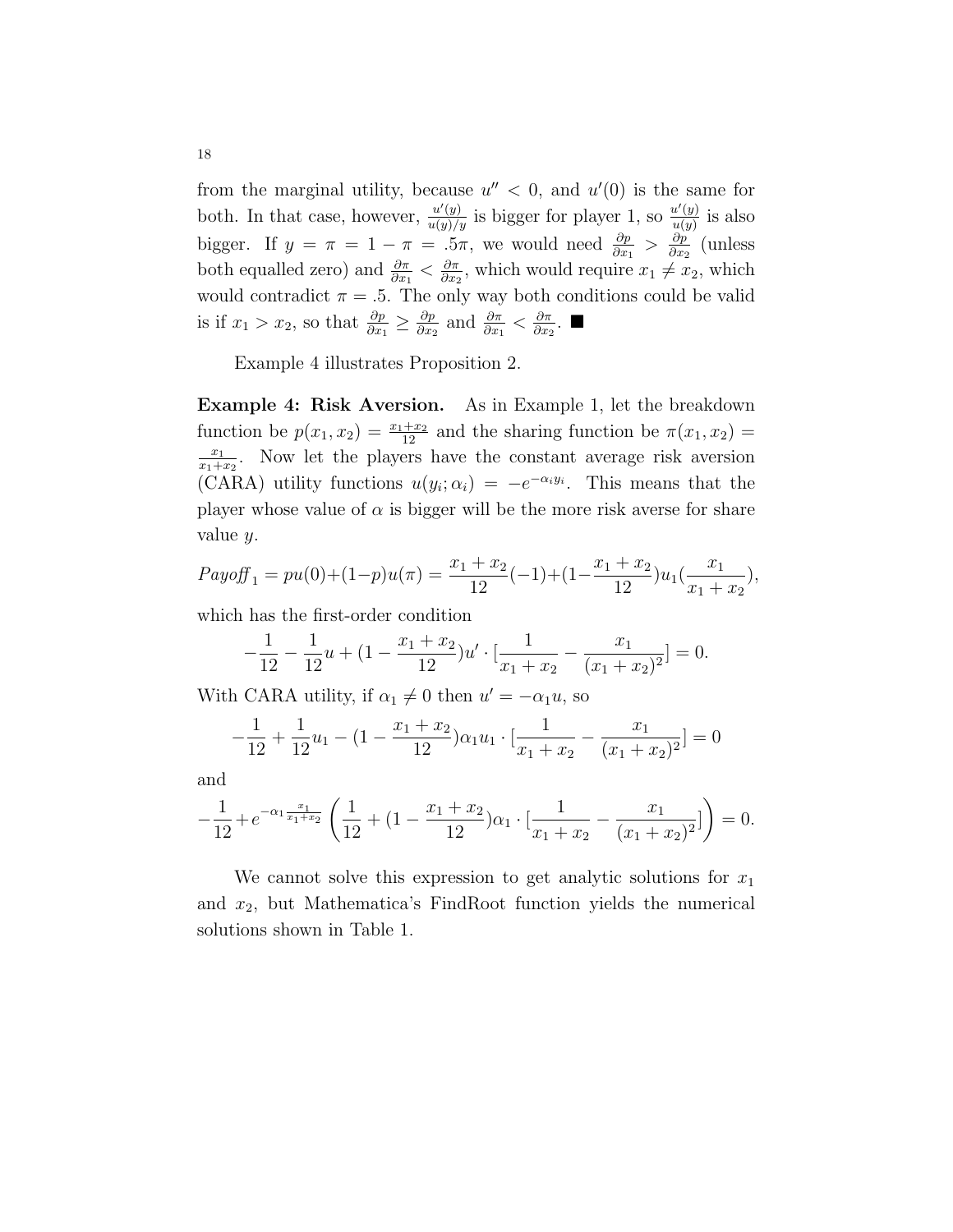from the marginal utility, because $u'' < 0$, and $u'(0)$ is the same for both. In that case, however, $\frac{u'(y)}{u(y)/y}$ is bigger for player 1, so $\frac{u'(y)}{u(y)}$ is also bigger. If $y = \pi = 1 - \pi = .5\pi$, we would need $\frac{\partial p}{\partial x_1} > \frac{\partial p}{\partial x_2}$ (unless both equalled zero) and $\frac{\partial \pi}{\partial x_1} < \frac{\partial \pi}{\partial x_2}$, which would require $x_1 \neq x_2$, which would contradict $\pi = .5$. The only way both conditions could be valid is if $x_1 > x_2$, so that $\frac{\partial p}{\partial x_1} \geq \frac{\partial p}{\partial x_2}$ and $\frac{\partial \pi}{\partial x_1} < \frac{\partial \pi}{\partial x_2}$. ■

Example 4 illustrates Proposition 2.

**Example 4: Risk Aversion.** As in Example 1, let the breakdown function be $p(x_1, x_2) = \frac{x_1+x_2}{12}$ and the sharing function be $\pi(x_1, x_2) = \frac{x_1}{x_1+x_2}$. Now let the players have the constant average risk aversion (CARA) utility functions $u(y_i; \alpha_i) = -e^{-\alpha_i y_i}$. This means that the player whose value of $\alpha$ is bigger will be the more risk averse for share value $y$.

$$Payoff_1 = pu(0) + (1-p)u(\pi) = \frac{x_1 + x_2}{12}(-1) + (1 - \frac{x_1 + x_2}{12})u_1(\frac{x_1}{x_1 + x_2}),$$

which has the first-order condition

$$-\frac{1}{12} - \frac{1}{12}u + (1 - \frac{x_1 + x_2}{12})u' \cdot [\frac{1}{x_1 + x_2} - \frac{x_1}{(x_1 + x_2)^2}] = 0.$$

With CARA utility, if $\alpha_1 \neq 0$ then $u' = -\alpha_1 u$, so

$$-\frac{1}{12} + \frac{1}{12}u_1 - (1 - \frac{x_1 + x_2}{12})\alpha_1 u_1 \cdot [\frac{1}{x_1 + x_2} - \frac{x_1}{(x_1 + x_2)^2}] = 0$$

and

$$-\frac{1}{12} + e^{-\alpha_1 \frac{x_1}{x_1+x_2}} \left( \frac{1}{12} + (1 - \frac{x_1 + x_2}{12})\alpha_1 \cdot [\frac{1}{x_1 + x_2} - \frac{x_1}{(x_1 + x_2)^2}] \right) = 0.$$

We cannot solve this expression to get analytic solutions for $x_1$ and $x_2$, but Mathematica's FindRoot function yields the numerical solutions shown in Table 1.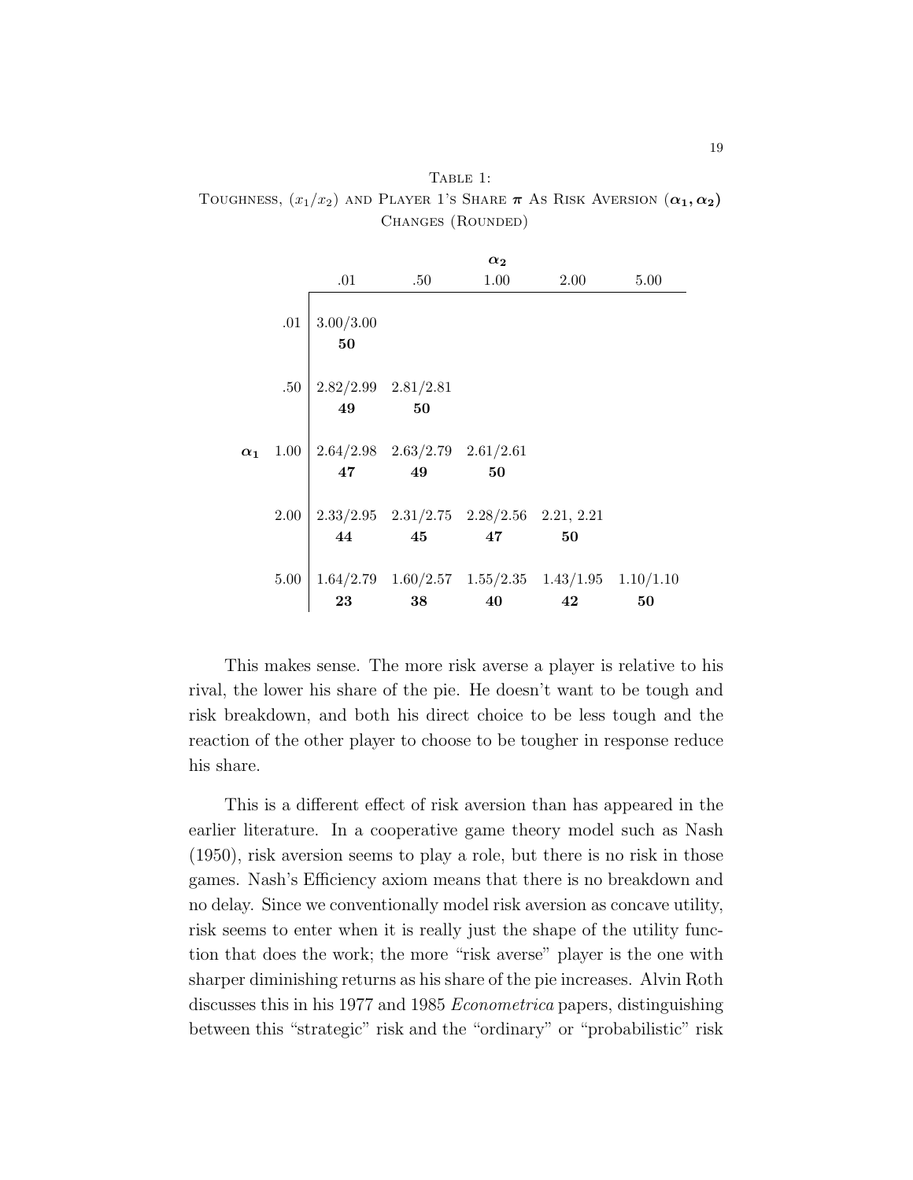Table 1:
Toughness, $(x_1/x_2)$ and Player 1's Share $\pi$ As Risk Aversion $(\alpha_1, \alpha_2)$ Changes (Rounded)

| | | $\alpha_2$ | | | | |
|---|---|---|---|---|---|---|
| | | .01 | .50 | 1.00 | 2.00 | 5.00 |
| | .01 | 3.00/3.00 **50** | | | | |
| | .50 | 2.82/2.99 **49** | 2.81/2.81 **50** | | | |
| $\alpha_1$ | 1.00 | 2.64/2.98 **47** | 2.63/2.79 **49** | 2.61/2.61 **50** | | |
| | 2.00 | 2.33/2.95 **44** | 2.31/2.75 **45** | 2.28/2.56 **47** | 2.21, 2.21 **50** | |
| | 5.00 | 1.64/2.79 **23** | 1.60/2.57 **38** | 1.55/2.35 **40** | 1.43/1.95 **42** | 1.10/1.10 **50** |

This makes sense. The more risk averse a player is relative to his rival, the lower his share of the pie. He doesn't want to be tough and risk breakdown, and both his direct choice to be less tough and the reaction of the other player to choose to be tougher in response reduce his share.

This is a different effect of risk aversion than has appeared in the earlier literature. In a cooperative game theory model such as Nash (1950), risk aversion seems to play a role, but there is no risk in those games. Nash's Efficiency axiom means that there is no breakdown and no delay. Since we conventionally model risk aversion as concave utility, risk seems to enter when it is really just the shape of the utility function that does the work; the more "risk averse" player is the one with sharper diminishing returns as his share of the pie increases. Alvin Roth discusses this in his 1977 and 1985 *Econometrica* papers, distinguishing between this "strategic" risk and the "ordinary" or "probabilistic" risk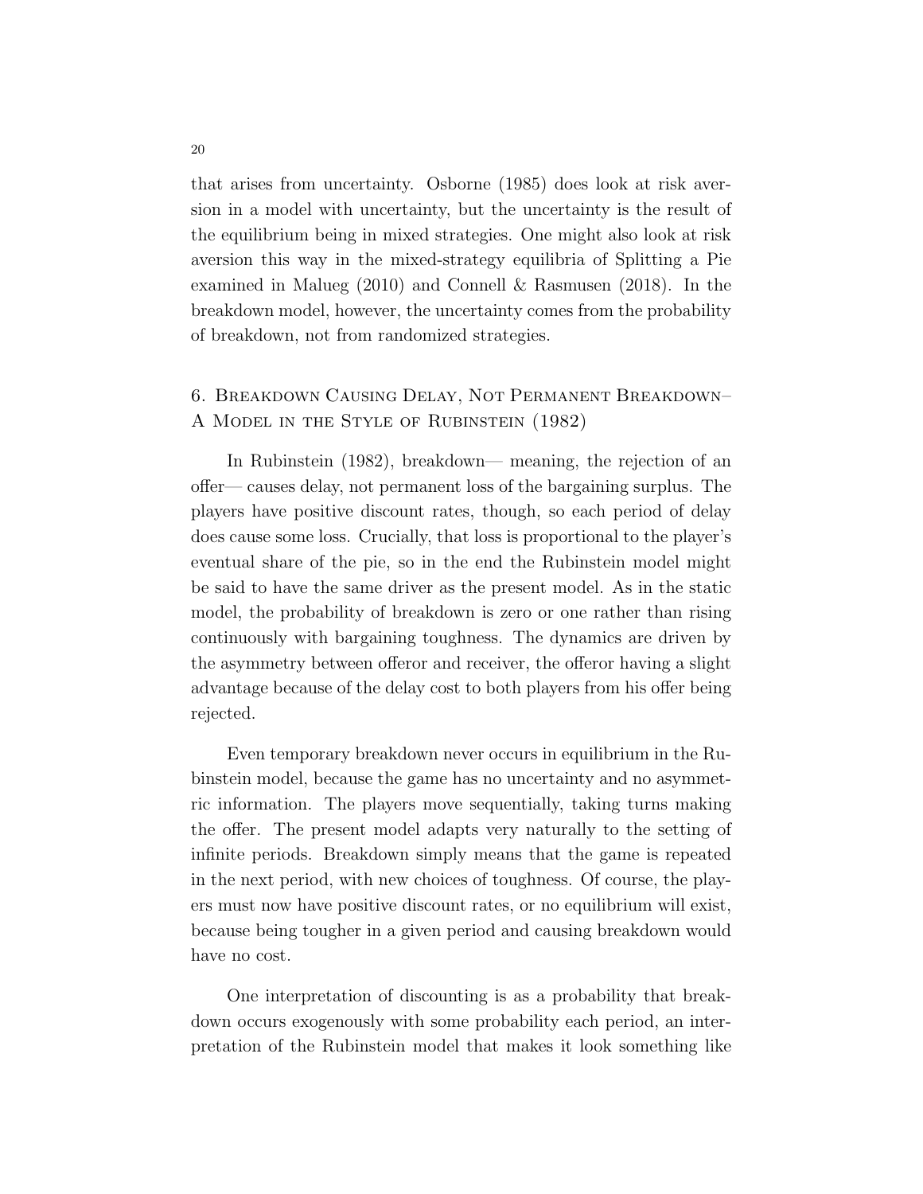that arises from uncertainty. Osborne (1985) does look at risk aversion in a model with uncertainty, but the uncertainty is the result of the equilibrium being in mixed strategies. One might also look at risk aversion this way in the mixed-strategy equilibria of Splitting a Pie examined in Malueg (2010) and Connell & Rasmusen (2018). In the breakdown model, however, the uncertainty comes from the probability of breakdown, not from randomized strategies.

## 6. Breakdown Causing Delay, Not Permanent Breakdown– A Model in the Style of Rubinstein (1982)

In Rubinstein (1982), breakdown— meaning, the rejection of an offer— causes delay, not permanent loss of the bargaining surplus. The players have positive discount rates, though, so each period of delay does cause some loss. Crucially, that loss is proportional to the player's eventual share of the pie, so in the end the Rubinstein model might be said to have the same driver as the present model. As in the static model, the probability of breakdown is zero or one rather than rising continuously with bargaining toughness. The dynamics are driven by the asymmetry between offeror and receiver, the offeror having a slight advantage because of the delay cost to both players from his offer being rejected.

Even temporary breakdown never occurs in equilibrium in the Rubinstein model, because the game has no uncertainty and no asymmetric information. The players move sequentially, taking turns making the offer. The present model adapts very naturally to the setting of infinite periods. Breakdown simply means that the game is repeated in the next period, with new choices of toughness. Of course, the players must now have positive discount rates, or no equilibrium will exist, because being tougher in a given period and causing breakdown would have no cost.

One interpretation of discounting is as a probability that breakdown occurs exogenously with some probability each period, an interpretation of the Rubinstein model that makes it look something like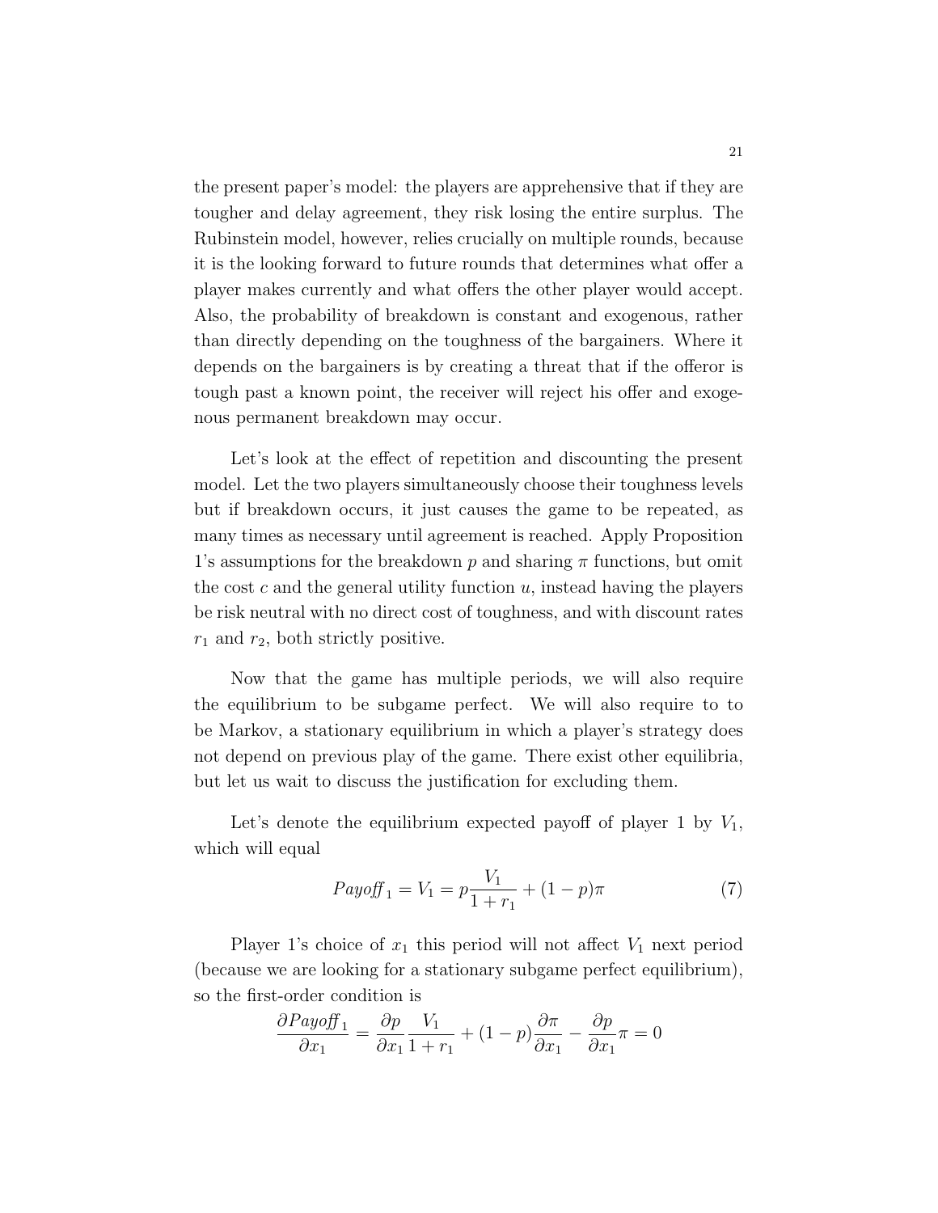the present paper's model: the players are apprehensive that if they are tougher and delay agreement, they risk losing the entire surplus. The Rubinstein model, however, relies crucially on multiple rounds, because it is the looking forward to future rounds that determines what offer a player makes currently and what offers the other player would accept. Also, the probability of breakdown is constant and exogenous, rather than directly depending on the toughness of the bargainers. Where it depends on the bargainers is by creating a threat that if the offeror is tough past a known point, the receiver will reject his offer and exogenous permanent breakdown may occur.

Let's look at the effect of repetition and discounting the present model. Let the two players simultaneously choose their toughness levels but if breakdown occurs, it just causes the game to be repeated, as many times as necessary until agreement is reached. Apply Proposition 1's assumptions for the breakdown $p$ and sharing $\pi$ functions, but omit the cost $c$ and the general utility function $u$, instead having the players be risk neutral with no direct cost of toughness, and with discount rates $r_1$ and $r_2$, both strictly positive.

Now that the game has multiple periods, we will also require the equilibrium to be subgame perfect. We will also require to to be Markov, a stationary equilibrium in which a player's strategy does not depend on previous play of the game. There exist other equilibria, but let us wait to discuss the justification for excluding them.

Let's denote the equilibrium expected payoff of player 1 by $V_1$, which will equal

$$Payoff_1 = V_1 = p\frac{V_1}{1+r_1} + (1-p)\pi \tag{7}$$

Player 1's choice of $x_1$ this period will not affect $V_1$ next period (because we are looking for a stationary subgame perfect equilibrium), so the first-order condition is

$$\frac{\partial Payoff_1}{\partial x_1} = \frac{\partial p}{\partial x_1}\frac{V_1}{1+r_1} + (1-p)\frac{\partial \pi}{\partial x_1} - \frac{\partial p}{\partial x_1}\pi = 0$$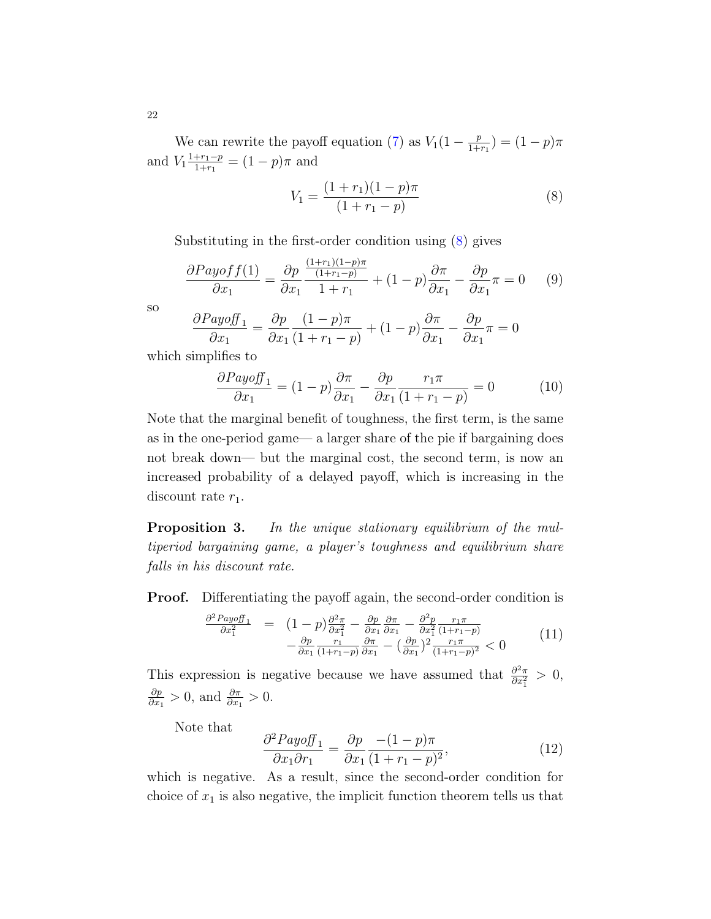We can rewrite the payoff equation (7) as $V_1(1 - \frac{p}{1+r_1}) = (1-p)\pi$ and $V_1 \frac{1+r_1-p}{1+r_1} = (1-p)\pi$ and

$$V_1 = \frac{(1+r_1)(1-p)\pi}{(1+r_1-p)} \tag{8}$$

Substituting in the first-order condition using (8) gives

$$\frac{\partial Payoff(1)}{\partial x_1} = \frac{\partial p}{\partial x_1} \frac{\frac{(1+r_1)(1-p)\pi}{(1+r_1-p)}}{1+r_1} + (1-p)\frac{\partial \pi}{\partial x_1} - \frac{\partial p}{\partial x_1}\pi = 0 \tag{9}$$

so

$$\frac{\partial Payoff_1}{\partial x_1} = \frac{\partial p}{\partial x_1} \frac{(1-p)\pi}{(1+r_1-p)} + (1-p)\frac{\partial \pi}{\partial x_1} - \frac{\partial p}{\partial x_1}\pi = 0$$

which simplifies to

$$\frac{\partial Payoff_1}{\partial x_1} = (1-p)\frac{\partial \pi}{\partial x_1} - \frac{\partial p}{\partial x_1}\frac{r_1 \pi}{(1+r_1-p)} = 0 \tag{10}$$

Note that the marginal benefit of toughness, the first term, is the same as in the one-period game— a larger share of the pie if bargaining does not break down— but the marginal cost, the second term, is now an increased probability of a delayed payoff, which is increasing in the discount rate $r_1$.

**Proposition 3.** *In the unique stationary equilibrium of the multiperiod bargaining game, a player's toughness and equilibrium share falls in his discount rate.*

**Proof.** Differentiating the payoff again, the second-order condition is

$$\begin{array}{rcl} \frac{\partial^2 Payoff_1}{\partial x_1^2} & = & (1-p)\frac{\partial^2 \pi}{\partial x_1^2} - \frac{\partial p}{\partial x_1}\frac{\partial \pi}{\partial x_1} - \frac{\partial^2 p}{\partial x_1^2}\frac{r_1 \pi}{(1+r_1-p)} \\ & & -\frac{\partial p}{\partial x_1}\frac{r_1}{(1+r_1-p)}\frac{\partial \pi}{\partial x_1} - (\frac{\partial p}{\partial x_1})^2 \frac{r_1 \pi}{(1+r_1-p)^2} < 0 \end{array} \tag{11}$$

This expression is negative because we have assumed that $\frac{\partial^2 \pi}{\partial x_1^2} > 0$, $\frac{\partial p}{\partial x_1} > 0$, and $\frac{\partial \pi}{\partial x_1} > 0$.

Note that

$$\frac{\partial^2 Payoff_1}{\partial x_1 \partial r_1} = \frac{\partial p}{\partial x_1}\frac{-(1-p)\pi}{(1+r_1-p)^2}, \tag{12}$$

which is negative. As a result, since the second-order condition for choice of $x_1$ is also negative, the implicit function theorem tells us that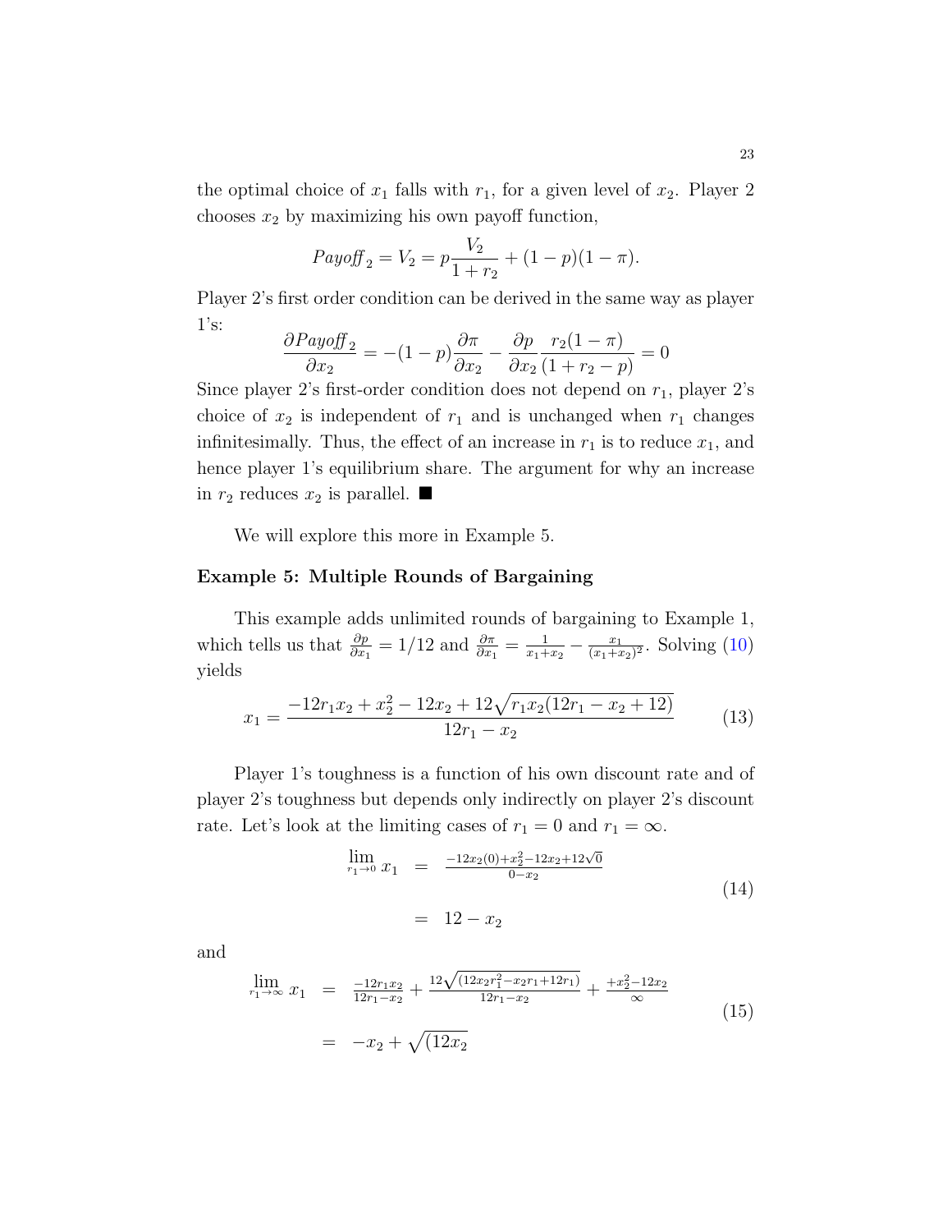the optimal choice of $x_1$ falls with $r_1$, for a given level of $x_2$. Player 2 chooses $x_2$ by maximizing his own payoff function,

$$Payoff_2 = V_2 = p\frac{V_2}{1+r_2} + (1-p)(1-\pi).$$

Player 2's first order condition can be derived in the same way as player 1's:

$$\frac{\partial Payoff_2}{\partial x_2} = -(1-p)\frac{\partial \pi}{\partial x_2} - \frac{\partial p}{\partial x_2}\frac{r_2(1-\pi)}{(1+r_2-p)} = 0$$

Since player 2's first-order condition does not depend on $r_1$, player 2's choice of $x_2$ is independent of $r_1$ and is unchanged when $r_1$ changes infinitesimally. Thus, the effect of an increase in $r_1$ is to reduce $x_1$, and hence player 1's equilibrium share. The argument for why an increase in $r_2$ reduces $x_2$ is parallel. ■

We will explore this more in Example 5.

**Example 5: Multiple Rounds of Bargaining**

This example adds unlimited rounds of bargaining to Example 1, which tells us that $\frac{\partial p}{\partial x_1} = 1/12$ and $\frac{\partial \pi}{\partial x_1} = \frac{1}{x_1+x_2} - \frac{x_1}{(x_1+x_2)^2}$. Solving (10) yields

$$x_1 = \frac{-12r_1x_2 + x_2^2 - 12x_2 + 12\sqrt{r_1x_2(12r_1 - x_2 + 12)}}{12r_1 - x_2} \tag{13}$$

Player 1's toughness is a function of his own discount rate and of player 2's toughness but depends only indirectly on player 2's discount rate. Let's look at the limiting cases of $r_1 = 0$ and $r_1 = \infty$.

$$\begin{aligned} \lim_{r_1 \to 0} x_1 &= \frac{-12x_2(0) + x_2^2 - 12x_2 + 12\sqrt{0}}{0 - x_2} \\ &= 12 - x_2 \end{aligned} \tag{14}$$

and

$$\begin{aligned} \lim_{r_1 \to \infty} x_1 &= \frac{-12r_1x_2}{12r_1 - x_2} + \frac{12\sqrt{(12x_2r_1^2 - x_2r_1 + 12r_1)}}{12r_1 - x_2} + \frac{+x_2^2 - 12x_2}{\infty} \\ &= -x_2 + \sqrt{(12x_2} \end{aligned} \tag{15}$$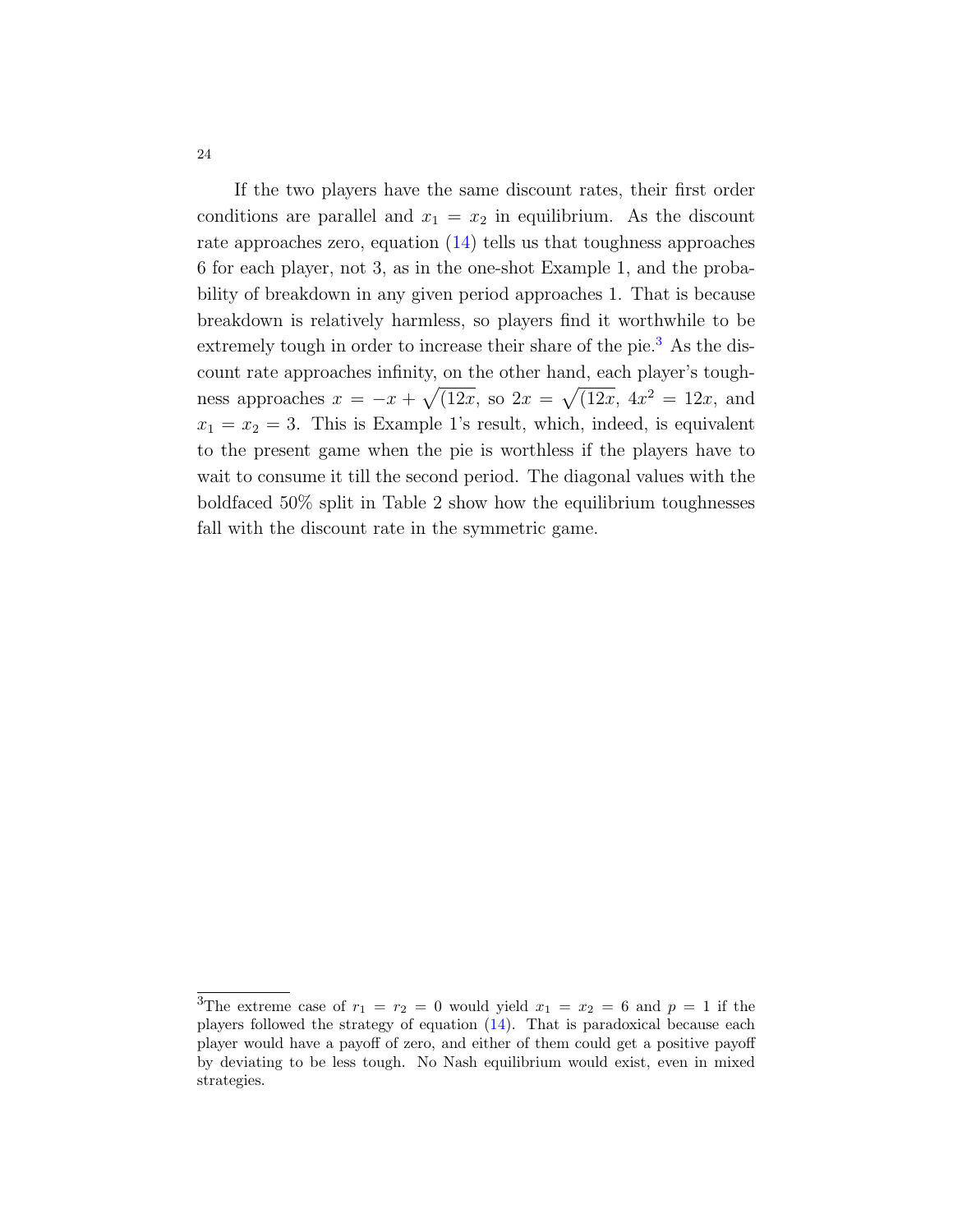If the two players have the same discount rates, their first order conditions are parallel and $x_1 = x_2$ in equilibrium. As the discount rate approaches zero, equation (14) tells us that toughness approaches 6 for each player, not 3, as in the one-shot Example 1, and the probability of breakdown in any given period approaches 1. That is because breakdown is relatively harmless, so players find it worthwhile to be extremely tough in order to increase their share of the pie.[3] As the discount rate approaches infinity, on the other hand, each player's toughness approaches $x = -x + \sqrt{(12x}$, so $2x = \sqrt{(12x}$, $4x^2 = 12x$, and $x_1 = x_2 = 3$. This is Example 1's result, which, indeed, is equivalent to the present game when the pie is worthless if the players have to wait to consume it till the second period. The diagonal values with the boldfaced 50% split in Table 2 show how the equilibrium toughnesses fall with the discount rate in the symmetric game.

[3]The extreme case of $r_1 = r_2 = 0$ would yield $x_1 = x_2 = 6$ and $p = 1$ if the players followed the strategy of equation (14). That is paradoxical because each player would have a payoff of zero, and either of them could get a positive payoff by deviating to be less tough. No Nash equilibrium would exist, even in mixed strategies.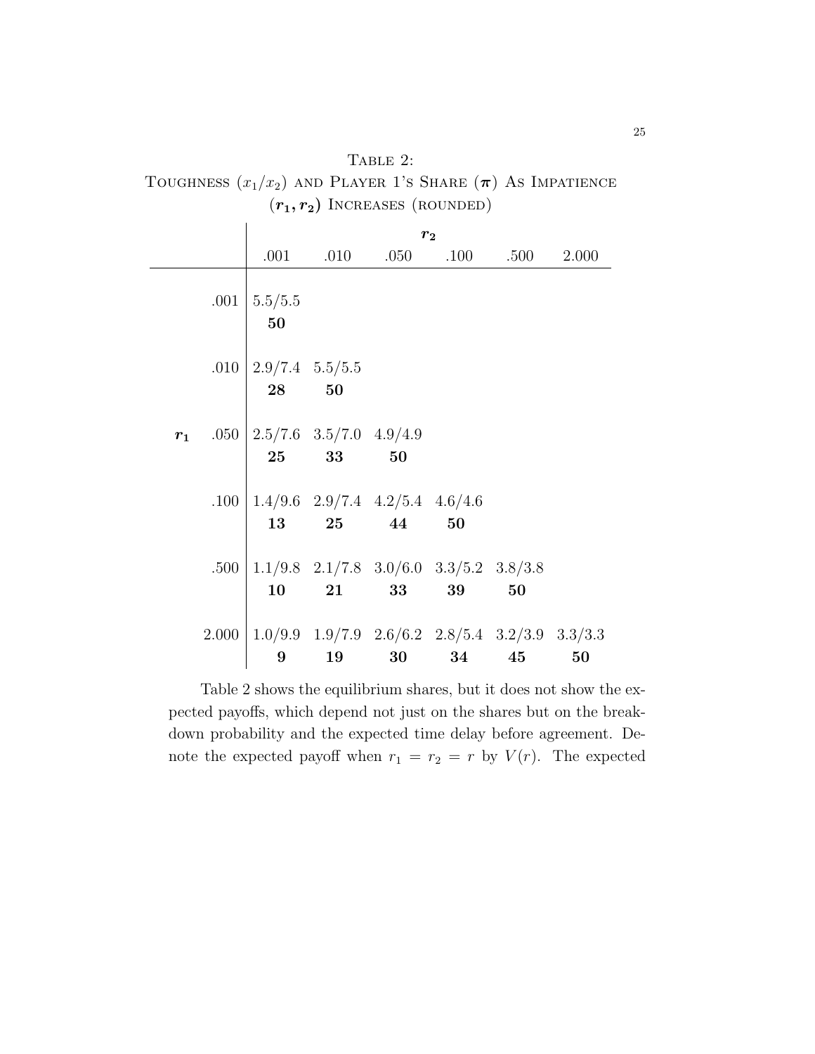Table 2:
Toughness ($x_1/x_2$) and Player 1's Share ($\pi$) As Impatience ($r_1, r_2$) Increases (rounded)

| | | $r_2$ | | | | | |
|---|---|---|---|---|---|---|---|
| | | .001 | .010 | .050 | .100 | .500 | 2.000 |
| $r_1$ | .001 | 5.5/5.5 **50** | | | | | |
| | .010 | 2.9/7.4 **28** | 5.5/5.5 **50** | | | | |
| | .050 | 2.5/7.6 **25** | 3.5/7.0 **33** | 4.9/4.9 **50** | | | |
| | .100 | 1.4/9.6 **13** | 2.9/7.4 **25** | 4.2/5.4 **44** | 4.6/4.6 **50** | | |
| | .500 | 1.1/9.8 **10** | 2.1/7.8 **21** | 3.0/6.0 **33** | 3.3/5.2 **39** | 3.8/3.8 **50** | |
| | 2.000 | 1.0/9.9 **9** | 1.9/7.9 **19** | 2.6/6.2 **30** | 2.8/5.4 **34** | 3.2/3.9 **45** | 3.3/3.3 **50** |

Table 2 shows the equilibrium shares, but it does not show the expected payoffs, which depend not just on the shares but on the breakdown probability and the expected time delay before agreement. Denote the expected payoff when $r_1 = r_2 = r$ by $V(r)$. The expected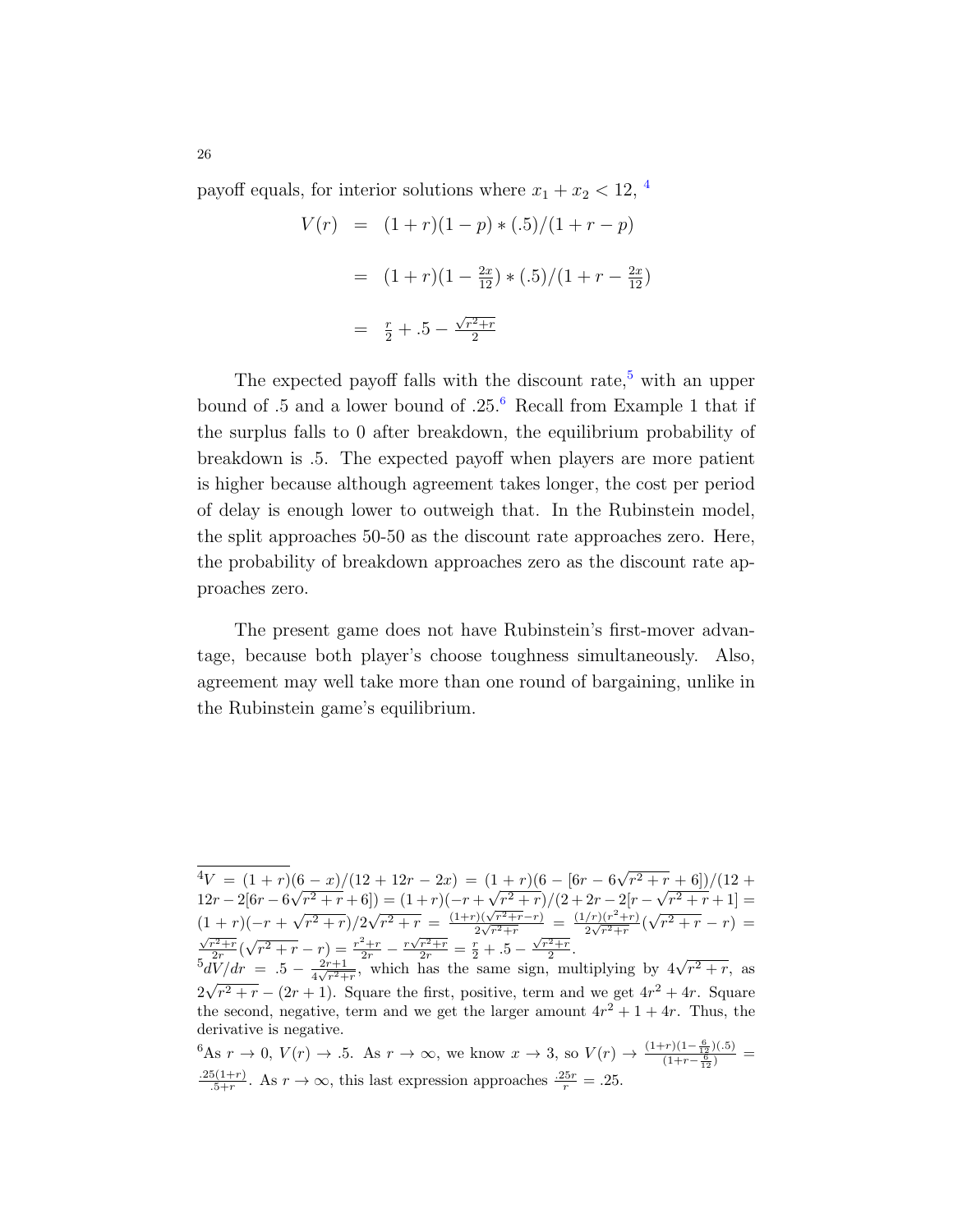payoff equals, for interior solutions where $x_1 + x_2 < 12$, [4]

$$
\begin{aligned}
V(r) &= (1+r)(1-p)*(.5)/(1+r-p) \\
&= (1+r)(1-\tfrac{2x}{12})*(.5)/(1+r-\tfrac{2x}{12}) \\
&= \tfrac{r}{2} + .5 - \tfrac{\sqrt{r^2+r}}{2}
\end{aligned}
$$

The expected payoff falls with the discount rate,[5] with an upper bound of .5 and a lower bound of .25.[6] Recall from Example 1 that if the surplus falls to 0 after breakdown, the equilibrium probability of breakdown is .5. The expected payoff when players are more patient is higher because although agreement takes longer, the cost per period of delay is enough lower to outweigh that. In the Rubinstein model, the split approaches 50-50 as the discount rate approaches zero. Here, the probability of breakdown approaches zero as the discount rate approaches zero.

The present game does not have Rubinstein's first-mover advantage, because both player's choose toughness simultaneously. Also, agreement may well take more than one round of bargaining, unlike in the Rubinstein game's equilibrium.

---

[4] $V = (1+r)(6-x)/(12+12r-2x) = (1+r)(6-[6r-6\sqrt{r^2+r}+6])/(12+12r-2[6r-6\sqrt{r^2+r}+6]) = (1+r)(-r+\sqrt{r^2+r})/(2+2r-2[r-\sqrt{r^2+r}+1] = (1+r)(-r+\sqrt{r^2+r})/2\sqrt{r^2+r} = \frac{(1+r)(\sqrt{r^2+r}-r)}{2\sqrt{r^2+r}} = \frac{(1/r)(r^2+r)}{2\sqrt{r^2+r}}(\sqrt{r^2+r}-r) = \frac{\sqrt{r^2+r}}{2r}(\sqrt{r^2+r}-r) = \frac{r^2+r}{2r} - \frac{r\sqrt{r^2+r}}{2r} = \frac{r}{2} + .5 - \frac{\sqrt{r^2+r}}{2}$.

[5] $dV/dr = .5 - \frac{2r+1}{4\sqrt{r^2+r}}$, which has the same sign, multiplying by $4\sqrt{r^2+r}$, as $2\sqrt{r^2+r} - (2r+1)$. Square the first, positive, term and we get $4r^2+4r$. Square the second, negative, term and we get the larger amount $4r^2+1+4r$. Thus, the derivative is negative.

[6] As $r \rightarrow 0$, $V(r) \rightarrow .5$. As $r \rightarrow \infty$, we know $x \rightarrow 3$, so $V(r) \rightarrow \frac{(1+r)(1-\frac{6}{12})(.5)}{(1+r-\frac{6}{12})} = \frac{.25(1+r)}{.5+r}$. As $r \rightarrow \infty$, this last expression approaches $\frac{.25r}{r} = .25$.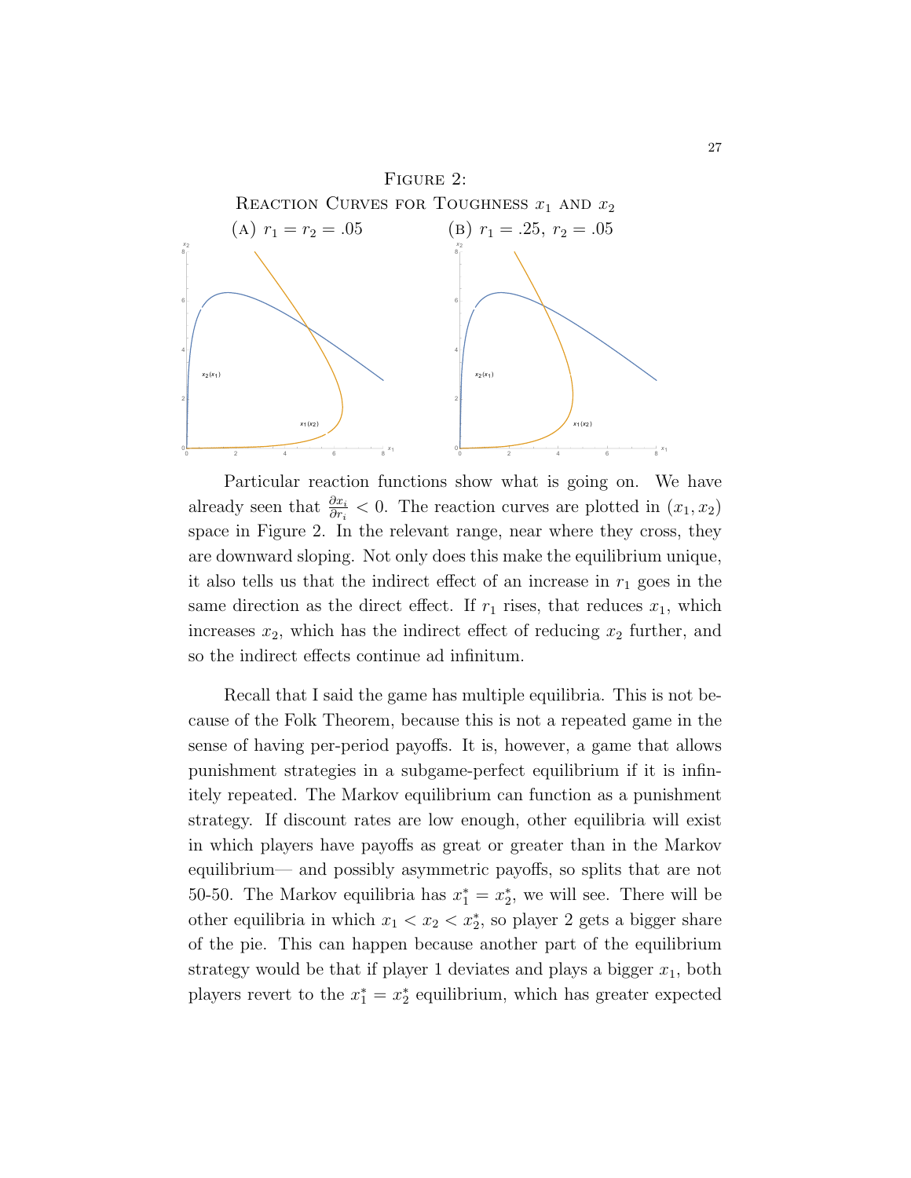FIGURE 2:
REACTION CURVES FOR TOUGHNESS $x_1$ AND $x_2$

(A) $r_1 = r_2 = .05$ (B) $r_1 = .25,\ r_2 = .05$

Particular reaction functions show what is going on. We have already seen that $\frac{\partial x_i}{\partial r_i} < 0$. The reaction curves are plotted in $(x_1, x_2)$ space in Figure 2. In the relevant range, near where they cross, they are downward sloping. Not only does this make the equilibrium unique, it also tells us that the indirect effect of an increase in $r_1$ goes in the same direction as the direct effect. If $r_1$ rises, that reduces $x_1$, which increases $x_2$, which has the indirect effect of reducing $x_2$ further, and so the indirect effects continue ad infinitum.

Recall that I said the game has multiple equilibria. This is not because of the Folk Theorem, because this is not a repeated game in the sense of having per-period payoffs. It is, however, a game that allows punishment strategies in a subgame-perfect equilibrium if it is infinitely repeated. The Markov equilibrium can function as a punishment strategy. If discount rates are low enough, other equilibria will exist in which players have payoffs as great or greater than in the Markov equilibrium— and possibly asymmetric payoffs, so splits that are not 50-50. The Markov equilibria has $x_1^* = x_2^*$, we will see. There will be other equilibria in which $x_1 < x_2 < x_2^*$, so player 2 gets a bigger share of the pie. This can happen because another part of the equilibrium strategy would be that if player 1 deviates and plays a bigger $x_1$, both players revert to the $x_1^* = x_2^*$ equilibrium, which has greater expected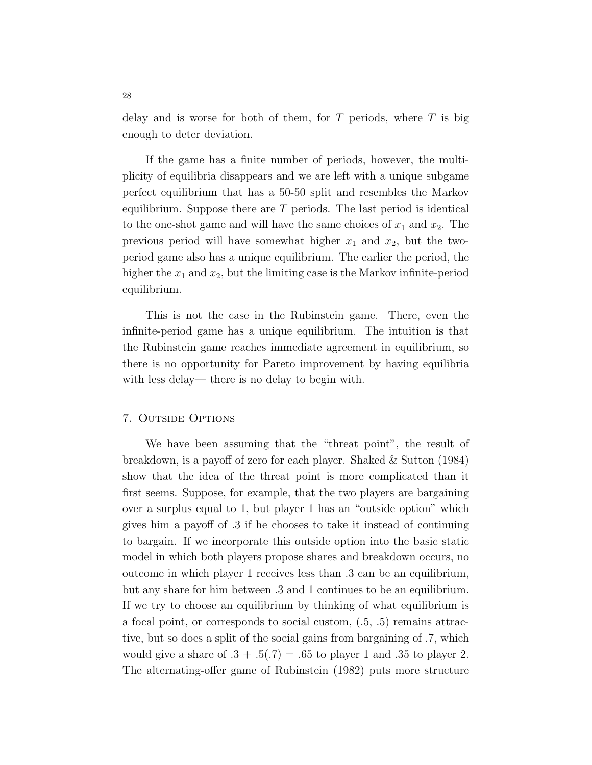delay and is worse for both of them, for $T$ periods, where $T$ is big enough to deter deviation.

If the game has a finite number of periods, however, the multiplicity of equilibria disappears and we are left with a unique subgame perfect equilibrium that has a 50-50 split and resembles the Markov equilibrium. Suppose there are $T$ periods. The last period is identical to the one-shot game and will have the same choices of $x_1$ and $x_2$. The previous period will have somewhat higher $x_1$ and $x_2$, but the two-period game also has a unique equilibrium. The earlier the period, the higher the $x_1$ and $x_2$, but the limiting case is the Markov infinite-period equilibrium.

This is not the case in the Rubinstein game. There, even the infinite-period game has a unique equilibrium. The intuition is that the Rubinstein game reaches immediate agreement in equilibrium, so there is no opportunity for Pareto improvement by having equilibria with less delay— there is no delay to begin with.

## 7. Outside Options

We have been assuming that the "threat point", the result of breakdown, is a payoff of zero for each player. Shaked & Sutton (1984) show that the idea of the threat point is more complicated than it first seems. Suppose, for example, that the two players are bargaining over a surplus equal to 1, but player 1 has an "outside option" which gives him a payoff of .3 if he chooses to take it instead of continuing to bargain. If we incorporate this outside option into the basic static model in which both players propose shares and breakdown occurs, no outcome in which player 1 receives less than .3 can be an equilibrium, but any share for him between .3 and 1 continues to be an equilibrium. If we try to choose an equilibrium by thinking of what equilibrium is a focal point, or corresponds to social custom, (.5, .5) remains attractive, but so does a split of the social gains from bargaining of .7, which would give a share of $.3 + .5(.7) = .65$ to player 1 and .35 to player 2. The alternating-offer game of Rubinstein (1982) puts more structure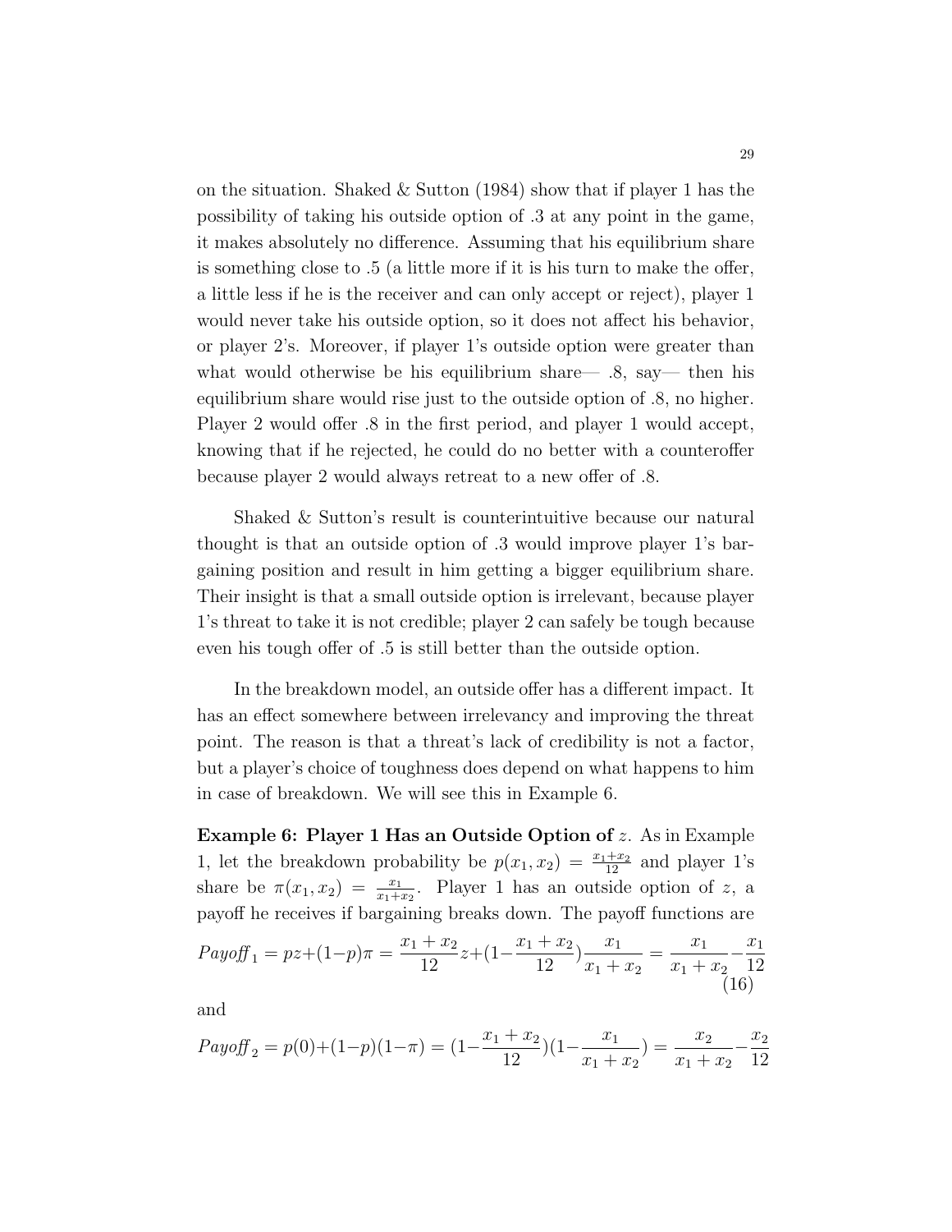on the situation. Shaked & Sutton (1984) show that if player 1 has the possibility of taking his outside option of .3 at any point in the game, it makes absolutely no difference. Assuming that his equilibrium share is something close to .5 (a little more if it is his turn to make the offer, a little less if he is the receiver and can only accept or reject), player 1 would never take his outside option, so it does not affect his behavior, or player 2's. Moreover, if player 1's outside option were greater than what would otherwise be his equilibrium share— .8, say— then his equilibrium share would rise just to the outside option of .8, no higher. Player 2 would offer .8 in the first period, and player 1 would accept, knowing that if he rejected, he could do no better with a counteroffer because player 2 would always retreat to a new offer of .8.

Shaked & Sutton's result is counterintuitive because our natural thought is that an outside option of .3 would improve player 1's bargaining position and result in him getting a bigger equilibrium share. Their insight is that a small outside option is irrelevant, because player 1's threat to take it is not credible; player 2 can safely be tough because even his tough offer of .5 is still better than the outside option.

In the breakdown model, an outside offer has a different impact. It has an effect somewhere between irrelevancy and improving the threat point. The reason is that a threat's lack of credibility is not a factor, but a player's choice of toughness does depend on what happens to him in case of breakdown. We will see this in Example 6.

**Example 6: Player 1 Has an Outside Option of $z$.** As in Example 1, let the breakdown probability be $p(x_1, x_2) = \frac{x_1+x_2}{12}$ and player 1's share be $\pi(x_1, x_2) = \frac{x_1}{x_1+x_2}$. Player 1 has an outside option of $z$, a payoff he receives if bargaining breaks down. The payoff functions are

$$Payoff_1 = pz + (1-p)\pi = \frac{x_1+x_2}{12}z + (1 - \frac{x_1+x_2}{12})\frac{x_1}{x_1+x_2} = \frac{x_1}{x_1+x_2} - \frac{x_1}{12} \tag{16}$$

and

$$Payoff_2 = p(0) + (1-p)(1-\pi) = (1 - \frac{x_1+x_2}{12})(1 - \frac{x_1}{x_1+x_2}) = \frac{x_2}{x_1+x_2} - \frac{x_2}{12}$$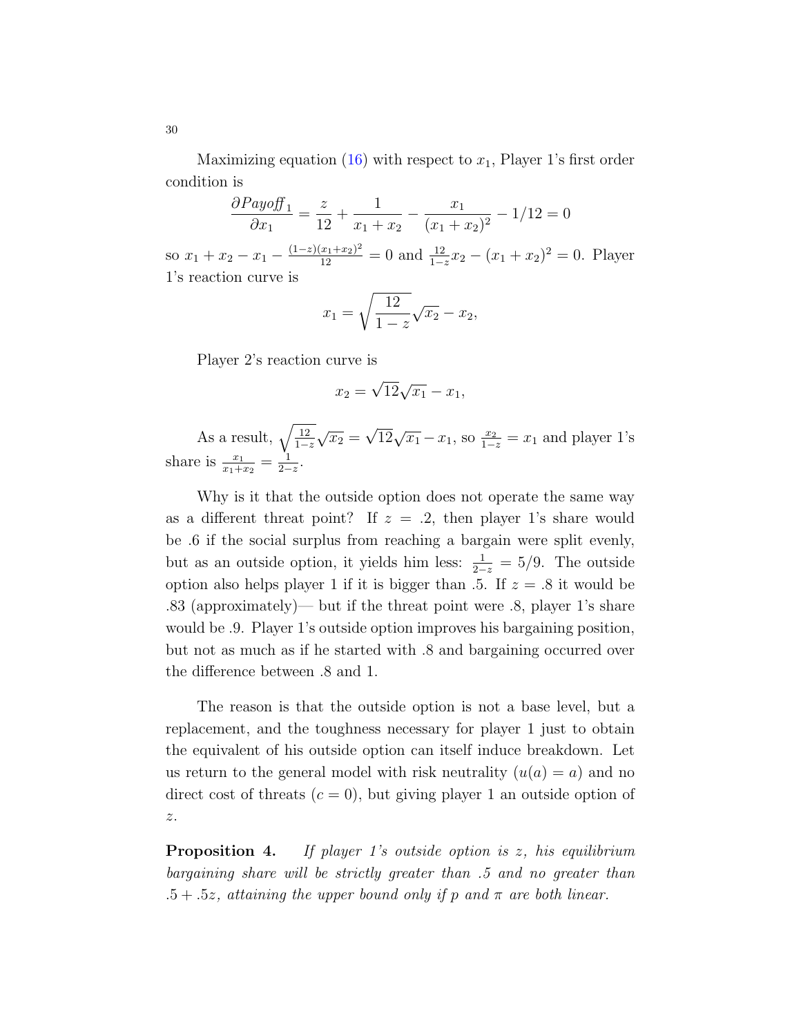Maximizing equation (16) with respect to $x_1$, Player 1's first order condition is

$$\frac{\partial Payoff_1}{\partial x_1} = \frac{z}{12} + \frac{1}{x_1 + x_2} - \frac{x_1}{(x_1+x_2)^2} - 1/12 = 0$$

so $x_1 + x_2 - x_1 - \frac{(1-z)(x_1+x_2)^2}{12} = 0$ and $\frac{12}{1-z}x_2 - (x_1+x_2)^2 = 0$. Player 1's reaction curve is

$$x_1 = \sqrt{\frac{12}{1-z}}\sqrt{x_2} - x_2,$$

Player 2's reaction curve is

$$x_2 = \sqrt{12}\sqrt{x_1} - x_1,$$

As a result, $\sqrt{\frac{12}{1-z}}\sqrt{x_2} = \sqrt{12}\sqrt{x_1} - x_1$, so $\frac{x_2}{1-z} = x_1$ and player 1's share is $\frac{x_1}{x_1+x_2} = \frac{1}{2-z}$.

Why is it that the outside option does not operate the same way as a different threat point? If $z = .2$, then player 1's share would be .6 if the social surplus from reaching a bargain were split evenly, but as an outside option, it yields him less: $\frac{1}{2-z} = 5/9$. The outside option also helps player 1 if it is bigger than .5. If $z = .8$ it would be .83 (approximately)— but if the threat point were .8, player 1's share would be .9. Player 1's outside option improves his bargaining position, but not as much as if he started with .8 and bargaining occurred over the difference between .8 and 1.

The reason is that the outside option is not a base level, but a replacement, and the toughness necessary for player 1 just to obtain the equivalent of his outside option can itself induce breakdown. Let us return to the general model with risk neutrality ($u(a) = a$) and no direct cost of threats ($c = 0$), but giving player 1 an outside option of $z$.

**Proposition 4.** *If player 1's outside option is $z$, his equilibrium bargaining share will be strictly greater than .5 and no greater than $.5 + .5z$, attaining the upper bound only if $p$ and $\pi$ are both linear.*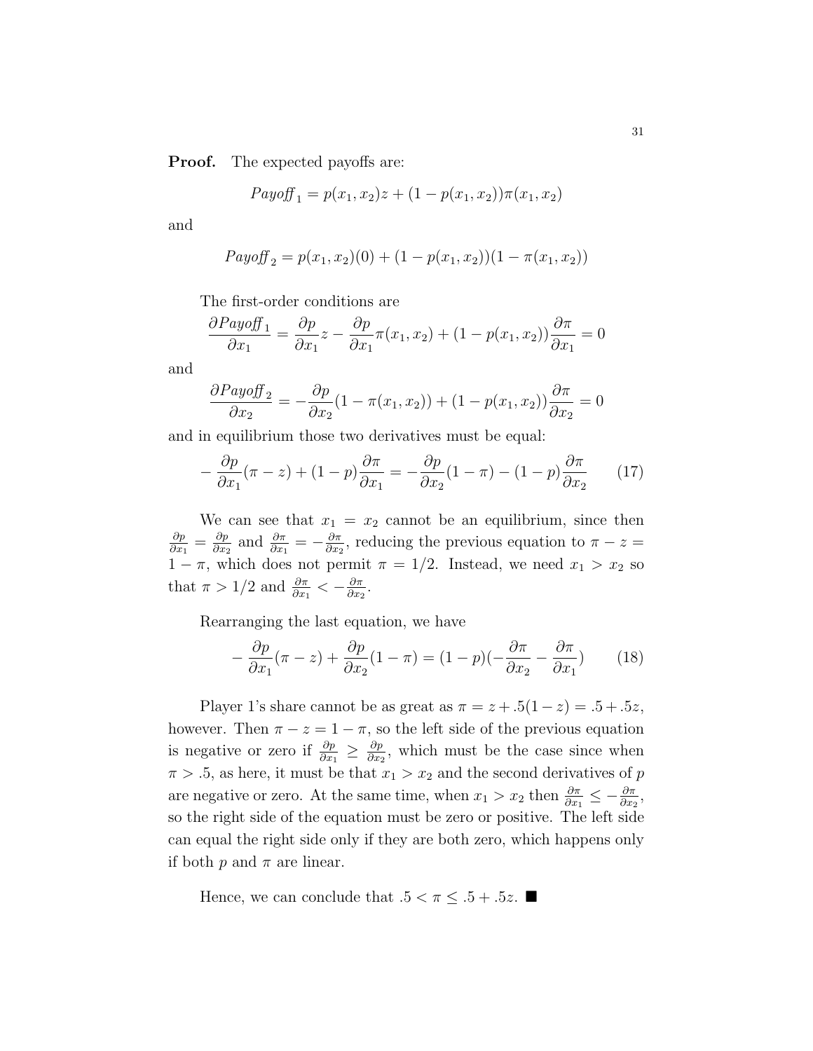**Proof.** The expected payoffs are:

$$Payoff_1 = p(x_1, x_2)z + (1 - p(x_1, x_2))\pi(x_1, x_2)$$

and

$$Payoff_2 = p(x_1, x_2)(0) + (1 - p(x_1, x_2))(1 - \pi(x_1, x_2))$$

The first-order conditions are

$$\frac{\partial Payoff_1}{\partial x_1} = \frac{\partial p}{\partial x_1} z - \frac{\partial p}{\partial x_1}\pi(x_1, x_2) + (1 - p(x_1, x_2))\frac{\partial \pi}{\partial x_1} = 0$$

and

$$\frac{\partial Payoff_2}{\partial x_2} = -\frac{\partial p}{\partial x_2}(1 - \pi(x_1, x_2)) + (1 - p(x_1, x_2))\frac{\partial \pi}{\partial x_2} = 0$$

and in equilibrium those two derivatives must be equal:

$$-\frac{\partial p}{\partial x_1}(\pi - z) + (1 - p)\frac{\partial \pi}{\partial x_1} = -\frac{\partial p}{\partial x_2}(1 - \pi) - (1 - p)\frac{\partial \pi}{\partial x_2} \qquad (17)$$

We can see that $x_1 = x_2$ cannot be an equilibrium, since then $\frac{\partial p}{\partial x_1} = \frac{\partial p}{\partial x_2}$ and $\frac{\partial \pi}{\partial x_1} = -\frac{\partial \pi}{\partial x_2}$, reducing the previous equation to $\pi - z = 1 - \pi$, which does not permit $\pi = 1/2$. Instead, we need $x_1 > x_2$ so that $\pi > 1/2$ and $\frac{\partial \pi}{\partial x_1} < -\frac{\partial \pi}{\partial x_2}$.

Rearranging the last equation, we have

$$-\frac{\partial p}{\partial x_1}(\pi - z) + \frac{\partial p}{\partial x_2}(1 - \pi) = (1 - p)(-\frac{\partial \pi}{\partial x_2} - \frac{\partial \pi}{\partial x_1}) \qquad (18)$$

Player 1's share cannot be as great as $\pi = z + .5(1 - z) = .5 + .5z$, however. Then $\pi - z = 1 - \pi$, so the left side of the previous equation is negative or zero if $\frac{\partial p}{\partial x_1} \geq \frac{\partial p}{\partial x_2}$, which must be the case since when $\pi > .5$, as here, it must be that $x_1 > x_2$ and the second derivatives of $p$ are negative or zero. At the same time, when $x_1 > x_2$ then $\frac{\partial \pi}{\partial x_1} \leq -\frac{\partial \pi}{\partial x_2}$, so the right side of the equation must be zero or positive. The left side can equal the right side only if they are both zero, which happens only if both $p$ and $\pi$ are linear.

Hence, we can conclude that $.5 < \pi \leq .5 + .5z$. ■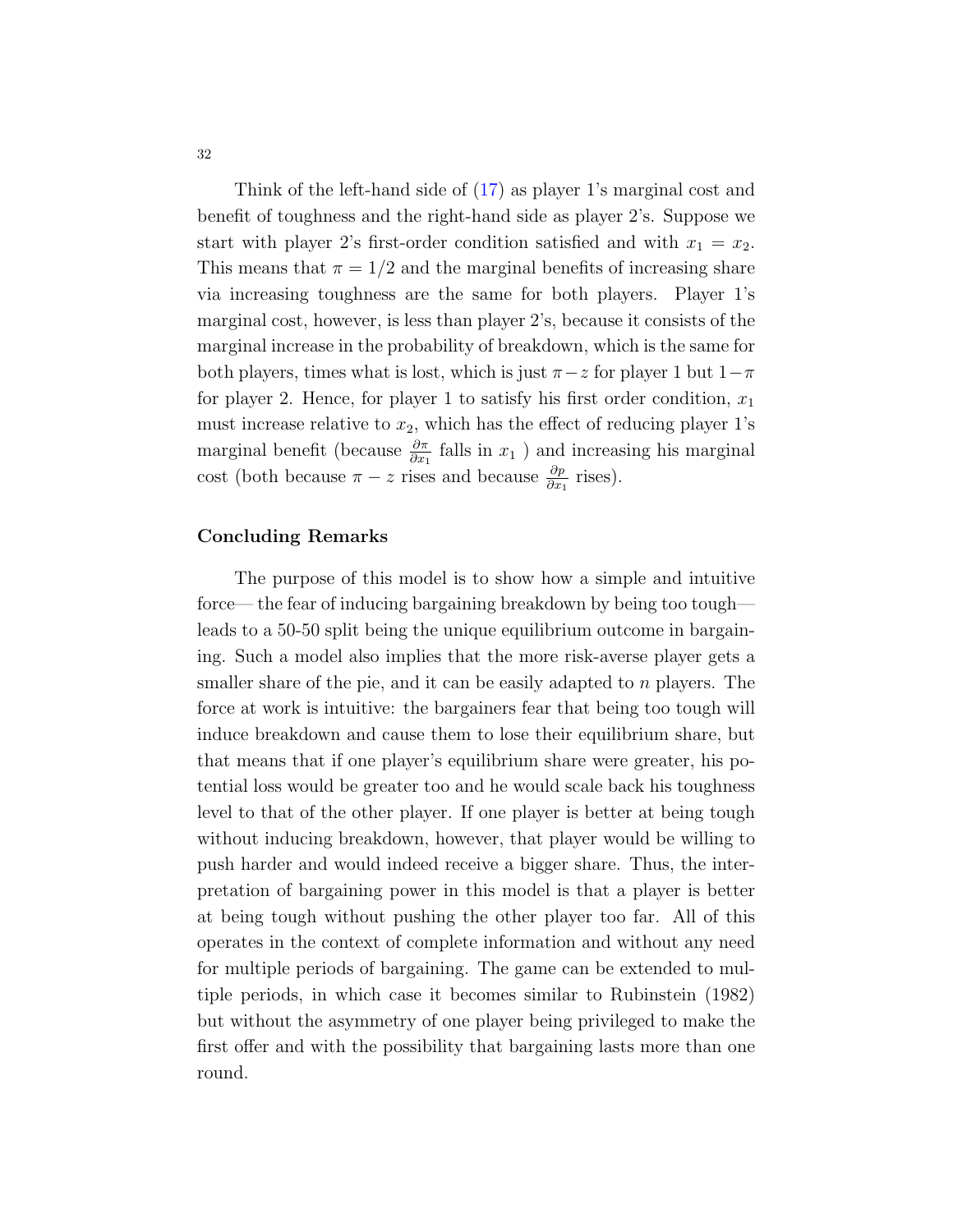Think of the left-hand side of (17) as player 1's marginal cost and benefit of toughness and the right-hand side as player 2's. Suppose we start with player 2's first-order condition satisfied and with $x_1 = x_2$. This means that $\pi = 1/2$ and the marginal benefits of increasing share via increasing toughness are the same for both players. Player 1's marginal cost, however, is less than player 2's, because it consists of the marginal increase in the probability of breakdown, which is the same for both players, times what is lost, which is just $\pi - z$ for player 1 but $1-\pi$ for player 2. Hence, for player 1 to satisfy his first order condition, $x_1$ must increase relative to $x_2$, which has the effect of reducing player 1's marginal benefit (because $\frac{\partial \pi}{\partial x_1}$ falls in $x_1$ ) and increasing his marginal cost (both because $\pi - z$ rises and because $\frac{\partial p}{\partial x_1}$ rises).

### Concluding Remarks

The purpose of this model is to show how a simple and intuitive force— the fear of inducing bargaining breakdown by being too tough— leads to a 50-50 split being the unique equilibrium outcome in bargaining. Such a model also implies that the more risk-averse player gets a smaller share of the pie, and it can be easily adapted to $n$ players. The force at work is intuitive: the bargainers fear that being too tough will induce breakdown and cause them to lose their equilibrium share, but that means that if one player's equilibrium share were greater, his potential loss would be greater too and he would scale back his toughness level to that of the other player. If one player is better at being tough without inducing breakdown, however, that player would be willing to push harder and would indeed receive a bigger share. Thus, the interpretation of bargaining power in this model is that a player is better at being tough without pushing the other player too far. All of this operates in the context of complete information and without any need for multiple periods of bargaining. The game can be extended to multiple periods, in which case it becomes similar to Rubinstein (1982) but without the asymmetry of one player being privileged to make the first offer and with the possibility that bargaining lasts more than one round.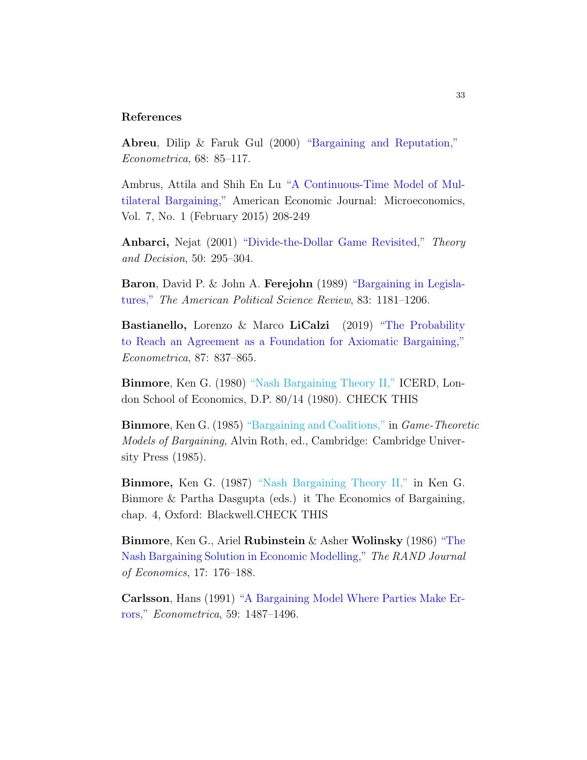## References

**Abreu**, Dilip & Faruk Gul (2000) "Bargaining and Reputation," *Econometrica*, 68: 85–117.

Ambrus, Attila and Shih En Lu "A Continuous-Time Model of Multilateral Bargaining," American Economic Journal: Microeconomics, Vol. 7, No. 1 (February 2015) 208-249

**Anbarci,** Nejat (2001) "Divide-the-Dollar Game Revisited," *Theory and Decision*, 50: 295–304.

**Baron**, David P. & John A. **Ferejohn** (1989) "Bargaining in Legislatures," *The American Political Science Review*, 83: 1181–1206.

**Bastianello,** Lorenzo & Marco **LiCalzi** (2019) "The Probability to Reach an Agreement as a Foundation for Axiomatic Bargaining," *Econometrica*, 87: 837–865.

**Binmore**, Ken G. (1980) "Nash Bargaining Theory II," ICERD, London School of Economics, D.P. 80/14 (1980). CHECK THIS

**Binmore**, Ken G. (1985) "Bargaining and Coalitions," in *Game-Theoretic Models of Bargaining,* Alvin Roth, ed., Cambridge: Cambridge University Press (1985).

**Binmore,** Ken G. (1987) "Nash Bargaining Theory II," in Ken G. Binmore & Partha Dasgupta (eds.) it The Economics of Bargaining, chap. 4, Oxford: Blackwell.CHECK THIS

**Binmore**, Ken G., Ariel **Rubinstein** & Asher **Wolinsky** (1986) "The Nash Bargaining Solution in Economic Modelling," *The RAND Journal of Economics*, 17: 176–188.

**Carlsson**, Hans (1991) "A Bargaining Model Where Parties Make Errors," *Econometrica*, 59: 1487–1496.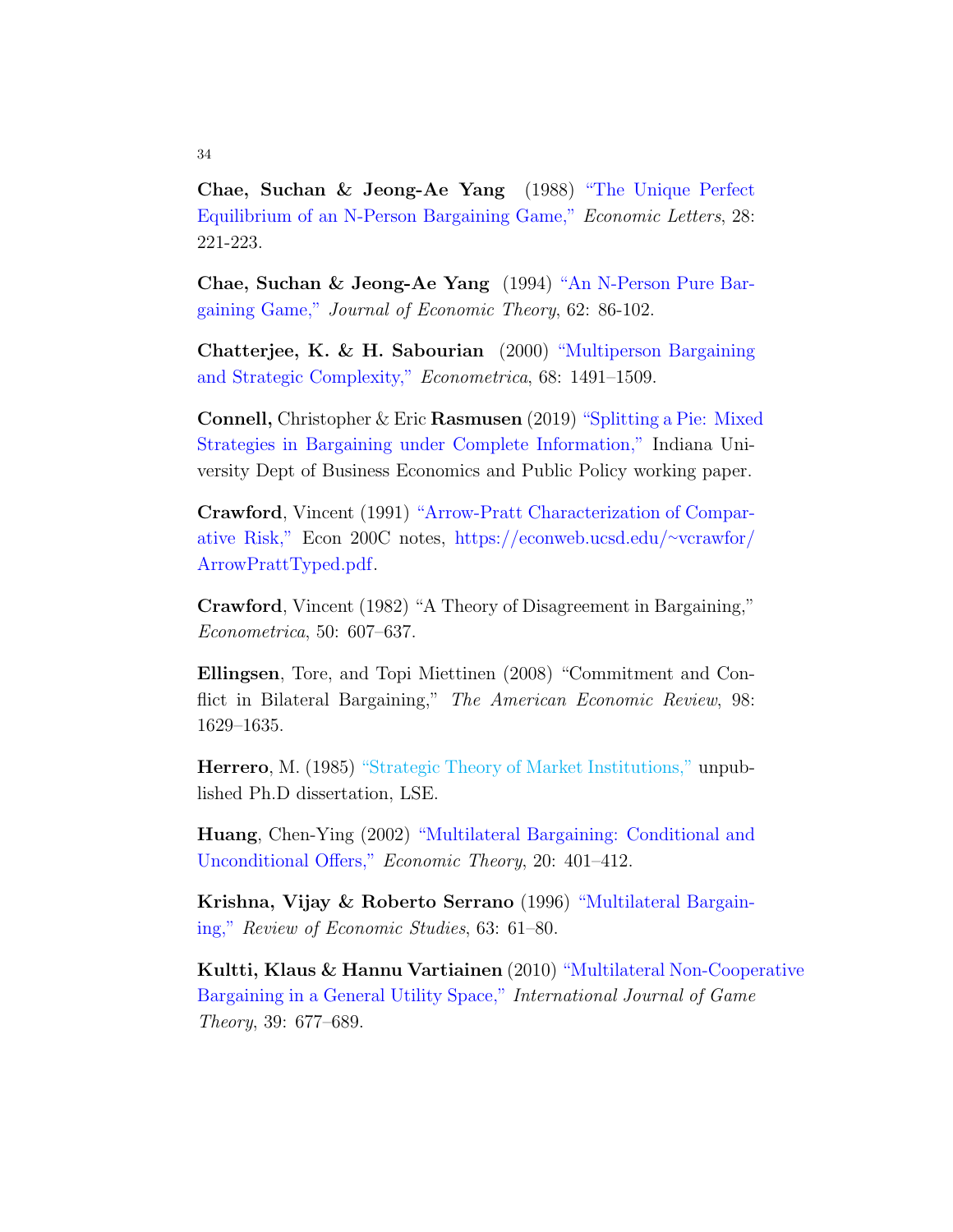**Chae, Suchan & Jeong-Ae Yang** (1988) "The Unique Perfect Equilibrium of an N-Person Bargaining Game," *Economic Letters*, 28: 221-223.

**Chae, Suchan & Jeong-Ae Yang** (1994) "An N-Person Pure Bargaining Game," *Journal of Economic Theory*, 62: 86-102.

**Chatterjee, K. & H. Sabourian** (2000) "Multiperson Bargaining and Strategic Complexity," *Econometrica*, 68: 1491–1509.

**Connell,** Christopher & Eric **Rasmusen** (2019) "Splitting a Pie: Mixed Strategies in Bargaining under Complete Information," Indiana University Dept of Business Economics and Public Policy working paper.

**Crawford**, Vincent (1991) "Arrow-Pratt Characterization of Comparative Risk," Econ 200C notes, https://econweb.ucsd.edu/~vcrawfor/ArrowPrattTyped.pdf.

**Crawford**, Vincent (1982) "A Theory of Disagreement in Bargaining," *Econometrica*, 50: 607–637.

**Ellingsen**, Tore, and Topi Miettinen (2008) "Commitment and Conflict in Bilateral Bargaining," *The American Economic Review*, 98: 1629–1635.

**Herrero**, M. (1985) "Strategic Theory of Market Institutions," unpublished Ph.D dissertation, LSE.

**Huang**, Chen-Ying (2002) "Multilateral Bargaining: Conditional and Unconditional Offers," *Economic Theory*, 20: 401–412.

**Krishna, Vijay & Roberto Serrano** (1996) "Multilateral Bargaining," *Review of Economic Studies*, 63: 61–80.

**Kultti, Klaus & Hannu Vartiainen** (2010) "Multilateral Non-Cooperative Bargaining in a General Utility Space," *International Journal of Game Theory*, 39: 677–689.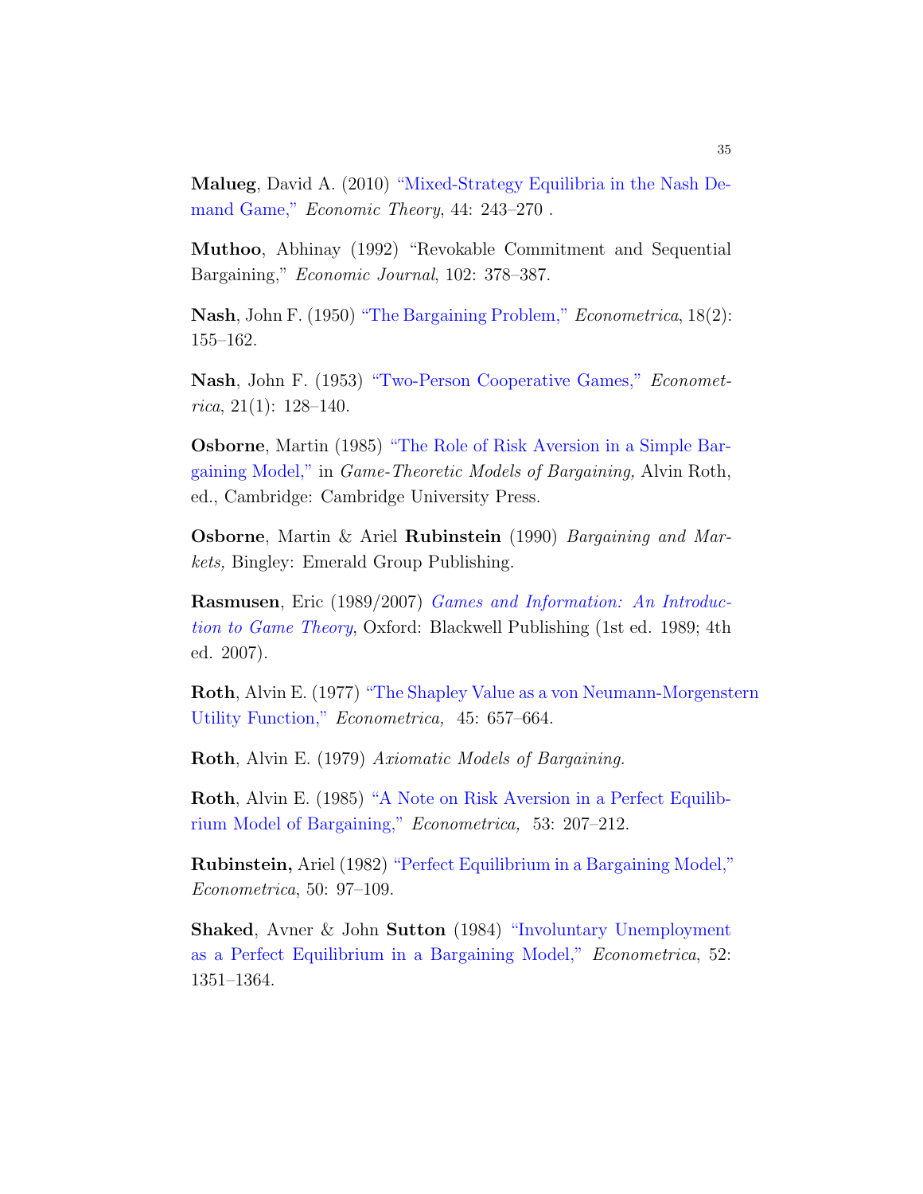**Malueg**, David A. (2010) "Mixed-Strategy Equilibria in the Nash Demand Game," *Economic Theory*, 44: 243–270 .

**Muthoo**, Abhinay (1992) "Revokable Commitment and Sequential Bargaining," *Economic Journal*, 102: 378–387.

**Nash**, John F. (1950) "The Bargaining Problem," *Econometrica*, 18(2): 155–162.

**Nash**, John F. (1953) "Two-Person Cooperative Games," *Econometrica*, 21(1): 128–140.

**Osborne**, Martin (1985) "The Role of Risk Aversion in a Simple Bargaining Model," in *Game-Theoretic Models of Bargaining,* Alvin Roth, ed., Cambridge: Cambridge University Press.

**Osborne**, Martin & Ariel **Rubinstein** (1990) *Bargaining and Markets,* Bingley: Emerald Group Publishing.

**Rasmusen**, Eric (1989/2007) *Games and Information: An Introduction to Game Theory*, Oxford: Blackwell Publishing (1st ed. 1989; 4th ed. 2007).

**Roth**, Alvin E. (1977) "The Shapley Value as a von Neumann-Morgenstern Utility Function," *Econometrica,* 45: 657–664.

**Roth**, Alvin E. (1979) *Axiomatic Models of Bargaining.*

**Roth**, Alvin E. (1985) "A Note on Risk Aversion in a Perfect Equilibrium Model of Bargaining," *Econometrica,* 53: 207–212.

**Rubinstein,** Ariel (1982) "Perfect Equilibrium in a Bargaining Model," *Econometrica*, 50: 97–109.

**Shaked**, Avner & John **Sutton** (1984) "Involuntary Unemployment as a Perfect Equilibrium in a Bargaining Model," *Econometrica*, 52: 1351–1364.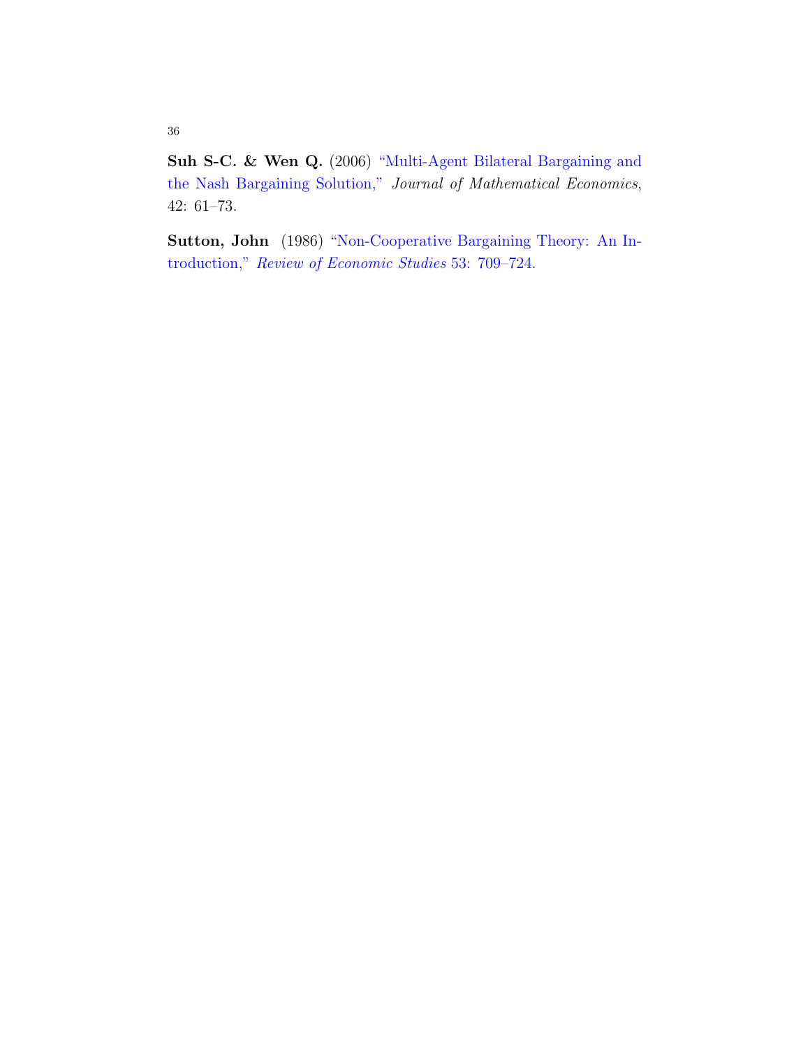**Suh S-C. & Wen Q.** (2006) "Multi-Agent Bilateral Bargaining and the Nash Bargaining Solution," *Journal of Mathematical Economics*, 42: 61–73.

**Sutton, John** (1986) "Non-Cooperative Bargaining Theory: An Introduction," *Review of Economic Studies* 53: 709–724.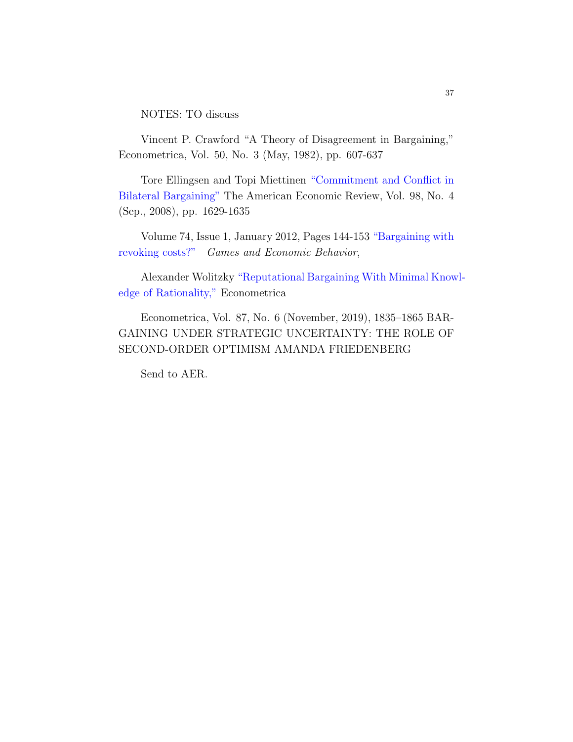NOTES: TO discuss

Vincent P. Crawford "A Theory of Disagreement in Bargaining," Econometrica, Vol. 50, No. 3 (May, 1982), pp. 607-637

Tore Ellingsen and Topi Miettinen "Commitment and Conflict in Bilateral Bargaining" The American Economic Review, Vol. 98, No. 4 (Sep., 2008), pp. 1629-1635

Volume 74, Issue 1, January 2012, Pages 144-153 "Bargaining with revoking costs?" *Games and Economic Behavior*,

Alexander Wolitzky "Reputational Bargaining With Minimal Knowledge of Rationality," Econometrica

Econometrica, Vol. 87, No. 6 (November, 2019), 1835–1865 BARGAINING UNDER STRATEGIC UNCERTAINTY: THE ROLE OF SECOND-ORDER OPTIMISM AMANDA FRIEDENBERG

Send to AER.